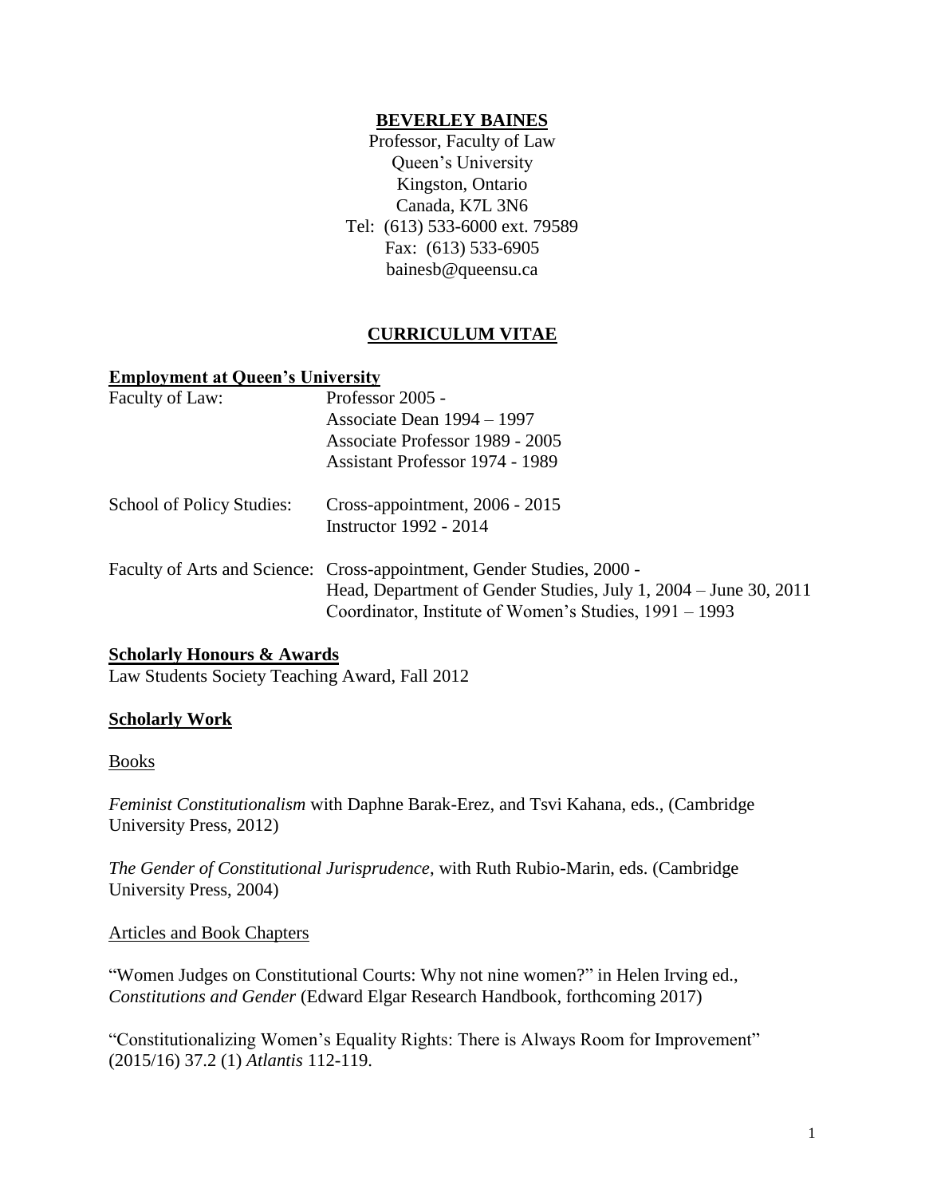# BEVERLEY BAINES

Professor, Faculty of Law
Queen's University
Kingston, Ontario
Canada, K7L 3N6
Tel: (613) 533-6000 ext. 79589
Fax: (613) 533-6905
bainesb@queensu.ca

## CURRICULUM VITAE

### Employment at Queen's University

| | |
|---|---|
| Faculty of Law: | Professor 2005 -<br>Associate Dean 1994 – 1997<br>Associate Professor 1989 - 2005<br>Assistant Professor 1974 - 1989 |
| School of Policy Studies: | Cross-appointment, 2006 - 2015<br>Instructor 1992 - 2014 |
| Faculty of Arts and Science: | Cross-appointment, Gender Studies, 2000 -<br>Head, Department of Gender Studies, July 1, 2004 – June 30, 2011<br>Coordinator, Institute of Women's Studies, 1991 – 1993 |

### Scholarly Honours & Awards

Law Students Society Teaching Award, Fall 2012

### Scholarly Work

#### Books

*Feminist Constitutionalism* with Daphne Barak-Erez, and Tsvi Kahana, eds., (Cambridge University Press, 2012)

*The Gender of Constitutional Jurisprudence,* with Ruth Rubio-Marin, eds. (Cambridge University Press, 2004)

#### Articles and Book Chapters

"Women Judges on Constitutional Courts: Why not nine women?" in Helen Irving ed., *Constitutions and Gender* (Edward Elgar Research Handbook, forthcoming 2017)

"Constitutionalizing Women's Equality Rights: There is Always Room for Improvement" (2015/16) 37.2 (1) *Atlantis* 112-119.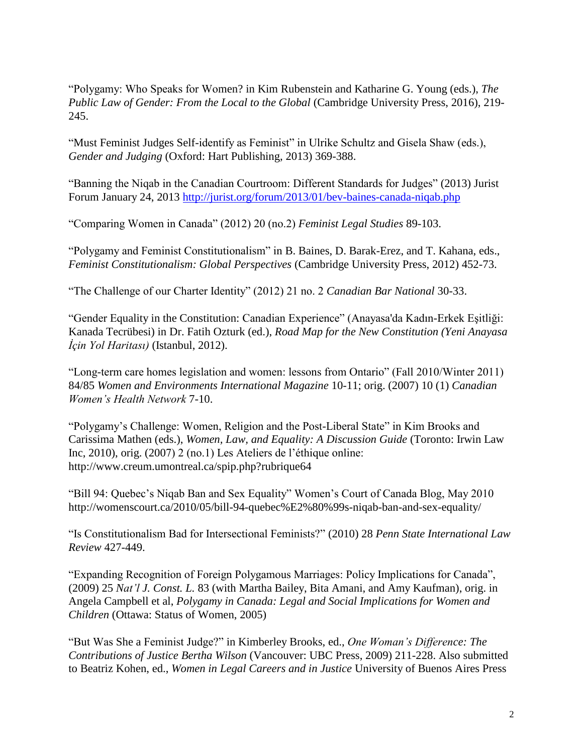"Polygamy: Who Speaks for Women? in Kim Rubenstein and Katharine G. Young (eds.), *The Public Law of Gender: From the Local to the Global* (Cambridge University Press, 2016), 219-245.

"Must Feminist Judges Self-identify as Feminist" in Ulrike Schultz and Gisela Shaw (eds.), *Gender and Judging* (Oxford: Hart Publishing, 2013) 369-388.

"Banning the Niqab in the Canadian Courtroom: Different Standards for Judges" (2013) Jurist Forum January 24, 2013 http://jurist.org/forum/2013/01/bev-baines-canada-niqab.php

"Comparing Women in Canada" (2012) 20 (no.2) *Feminist Legal Studies* 89-103.

"Polygamy and Feminist Constitutionalism" in B. Baines, D. Barak-Erez, and T. Kahana, eds., *Feminist Constitutionalism: Global Perspectives* (Cambridge University Press, 2012) 452-73.

"The Challenge of our Charter Identity" (2012) 21 no. 2 *Canadian Bar National* 30-33.

"Gender Equality in the Constitution: Canadian Experience" (Anayasa'da Kadın-Erkek Eşitliği: Kanada Tecrübesi) in Dr. Fatih Ozturk (ed.), *Road Map for the New Constitution (Yeni Anayasa İçin Yol Haritası)* (Istanbul, 2012).

"Long-term care homes legislation and women: lessons from Ontario" (Fall 2010/Winter 2011) 84/85 *Women and Environments International Magazine* 10-11; orig. (2007) 10 (1) *Canadian Women's Health Network* 7-10.

"Polygamy's Challenge: Women, Religion and the Post-Liberal State" in Kim Brooks and Carissima Mathen (eds.), *Women, Law, and Equality: A Discussion Guide* (Toronto: Irwin Law Inc, 2010), orig. (2007) 2 (no.1) Les Ateliers de l'éthique online: http://www.creum.umontreal.ca/spip.php?rubrique64

"Bill 94: Quebec's Niqab Ban and Sex Equality" Women's Court of Canada Blog, May 2010 http://womenscourt.ca/2010/05/bill-94-quebec%E2%80%99s-niqab-ban-and-sex-equality/

"Is Constitutionalism Bad for Intersectional Feminists?" (2010) 28 *Penn State International Law Review* 427-449.

"Expanding Recognition of Foreign Polygamous Marriages: Policy Implications for Canada", (2009) 25 *Nat'l J. Const. L.* 83 (with Martha Bailey, Bita Amani, and Amy Kaufman), orig. in Angela Campbell et al, *Polygamy in Canada: Legal and Social Implications for Women and Children* (Ottawa: Status of Women, 2005)

"But Was She a Feminist Judge?" in Kimberley Brooks, ed., *One Woman's Difference: The Contributions of Justice Bertha Wilson* (Vancouver: UBC Press, 2009) 211-228. Also submitted to Beatriz Kohen, ed., *Women in Legal Careers and in Justice* University of Buenos Aires Press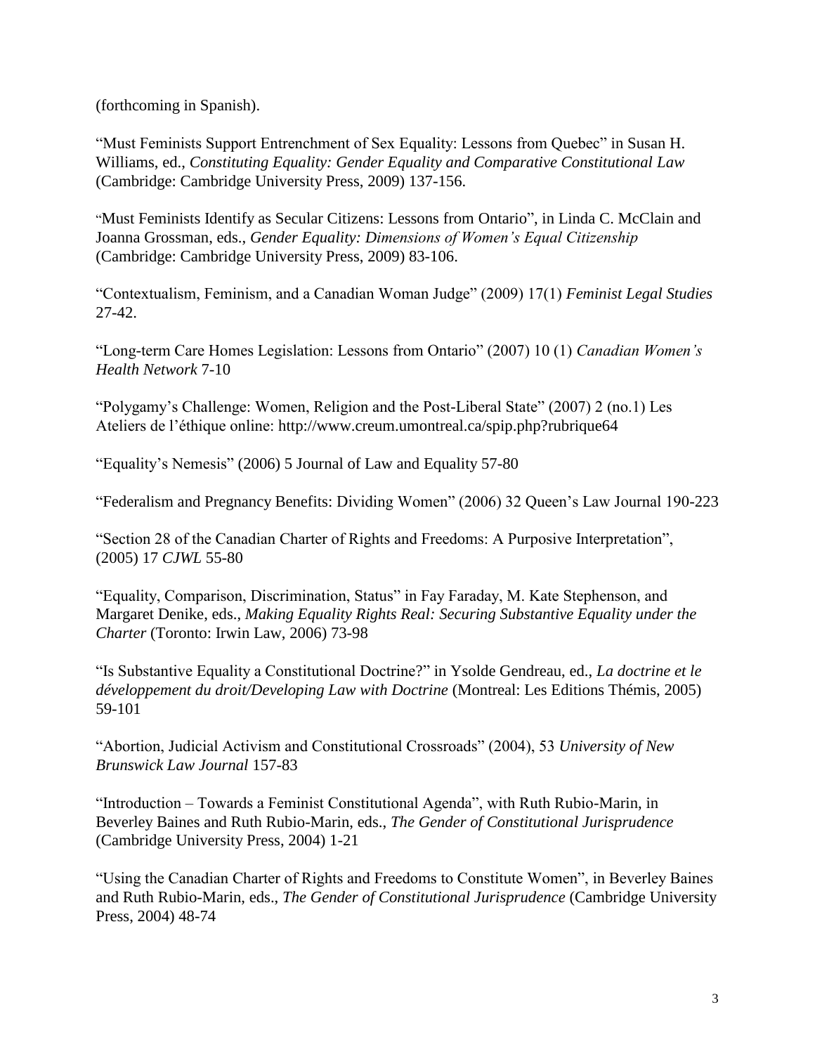(forthcoming in Spanish).

“Must Feminists Support Entrenchment of Sex Equality: Lessons from Quebec” in Susan H. Williams, ed., *Constituting Equality: Gender Equality and Comparative Constitutional Law* (Cambridge: Cambridge University Press, 2009) 137-156.

“Must Feminists Identify as Secular Citizens: Lessons from Ontario”, in Linda C. McClain and Joanna Grossman, eds., *Gender Equality: Dimensions of Women’s Equal Citizenship* (Cambridge: Cambridge University Press, 2009) 83-106.

“Contextualism, Feminism, and a Canadian Woman Judge” (2009) 17(1) *Feminist Legal Studies* 27-42.

“Long-term Care Homes Legislation: Lessons from Ontario” (2007) 10 (1) *Canadian Women’s Health Network* 7-10

“Polygamy’s Challenge: Women, Religion and the Post-Liberal State” (2007) 2 (no.1) Les Ateliers de l’éthique online: http://www.creum.umontreal.ca/spip.php?rubrique64

“Equality’s Nemesis” (2006) 5 Journal of Law and Equality 57-80

“Federalism and Pregnancy Benefits: Dividing Women” (2006) 32 Queen’s Law Journal 190-223

“Section 28 of the Canadian Charter of Rights and Freedoms: A Purposive Interpretation”, (2005) 17 *CJWL* 55-80

“Equality, Comparison, Discrimination, Status” in Fay Faraday, M. Kate Stephenson, and Margaret Denike, eds., *Making Equality Rights Real: Securing Substantive Equality under the Charter* (Toronto: Irwin Law, 2006) 73-98

“Is Substantive Equality a Constitutional Doctrine?” in Ysolde Gendreau, ed., *La doctrine et le développement du droit/Developing Law with Doctrine* (Montreal: Les Editions Thémis, 2005) 59-101

“Abortion, Judicial Activism and Constitutional Crossroads” (2004), 53 *University of New Brunswick Law Journal* 157-83

“Introduction – Towards a Feminist Constitutional Agenda”, with Ruth Rubio-Marin, in Beverley Baines and Ruth Rubio-Marin, eds., *The Gender of Constitutional Jurisprudence* (Cambridge University Press, 2004) 1-21

“Using the Canadian Charter of Rights and Freedoms to Constitute Women”, in Beverley Baines and Ruth Rubio-Marin, eds., *The Gender of Constitutional Jurisprudence* (Cambridge University Press, 2004) 48-74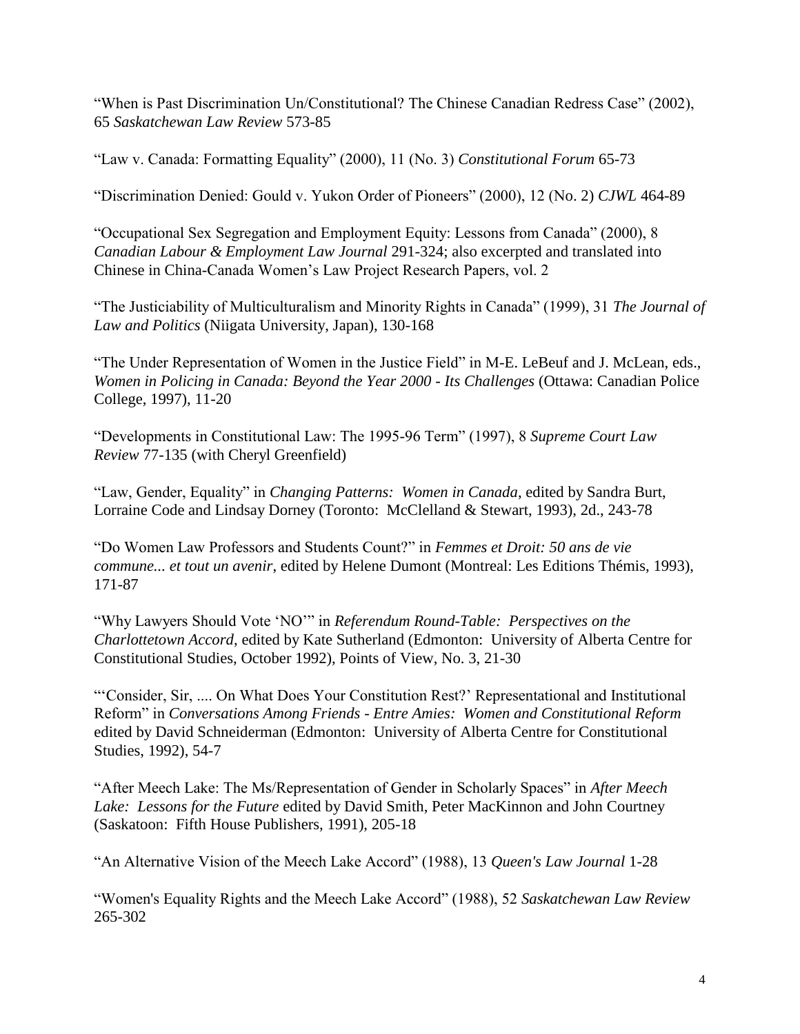"When is Past Discrimination Un/Constitutional? The Chinese Canadian Redress Case" (2002), 65 *Saskatchewan Law Review* 573-85

"Law v. Canada: Formatting Equality" (2000), 11 (No. 3) *Constitutional Forum* 65-73

"Discrimination Denied: Gould v. Yukon Order of Pioneers" (2000), 12 (No. 2) *CJWL* 464-89

"Occupational Sex Segregation and Employment Equity: Lessons from Canada" (2000), 8 *Canadian Labour & Employment Law Journal* 291-324; also excerpted and translated into Chinese in China-Canada Women's Law Project Research Papers, vol. 2

"The Justiciability of Multiculturalism and Minority Rights in Canada" (1999), 31 *The Journal of Law and Politics* (Niigata University, Japan), 130-168

"The Under Representation of Women in the Justice Field" in M-E. LeBeuf and J. McLean, eds., *Women in Policing in Canada: Beyond the Year 2000 - Its Challenges* (Ottawa: Canadian Police College, 1997), 11-20

"Developments in Constitutional Law: The 1995-96 Term" (1997), 8 *Supreme Court Law Review* 77-135 (with Cheryl Greenfield)

"Law, Gender, Equality" in *Changing Patterns: Women in Canada*, edited by Sandra Burt, Lorraine Code and Lindsay Dorney (Toronto: McClelland & Stewart, 1993), 2d., 243-78

"Do Women Law Professors and Students Count?" in *Femmes et Droit: 50 ans de vie commune... et tout un avenir*, edited by Helene Dumont (Montreal: Les Editions Thémis, 1993), 171-87

"Why Lawyers Should Vote 'NO'" in *Referendum Round-Table: Perspectives on the Charlottetown Accord*, edited by Kate Sutherland (Edmonton: University of Alberta Centre for Constitutional Studies, October 1992), Points of View, No. 3, 21-30

"'Consider, Sir, .... On What Does Your Constitution Rest?' Representational and Institutional Reform" in *Conversations Among Friends - Entre Amies: Women and Constitutional Reform* edited by David Schneiderman (Edmonton: University of Alberta Centre for Constitutional Studies, 1992), 54-7

"After Meech Lake: The Ms/Representation of Gender in Scholarly Spaces" in *After Meech Lake: Lessons for the Future* edited by David Smith, Peter MacKinnon and John Courtney (Saskatoon: Fifth House Publishers, 1991), 205-18

"An Alternative Vision of the Meech Lake Accord" (1988), 13 *Queen's Law Journal* 1-28

"Women's Equality Rights and the Meech Lake Accord" (1988), 52 *Saskatchewan Law Review* 265-302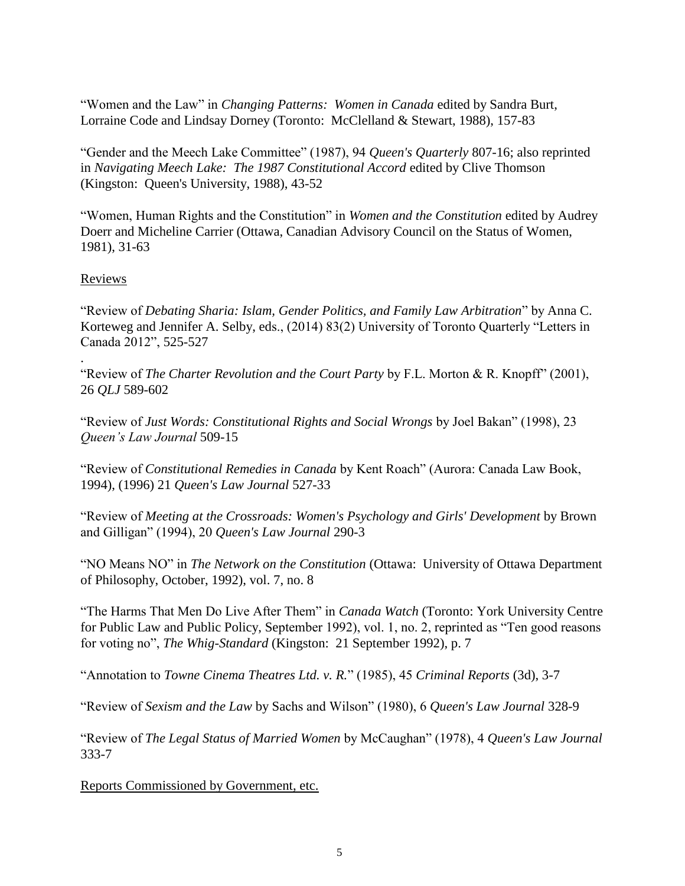"Women and the Law" in *Changing Patterns: Women in Canada* edited by Sandra Burt, Lorraine Code and Lindsay Dorney (Toronto: McClelland & Stewart, 1988), 157-83

"Gender and the Meech Lake Committee" (1987), 94 *Queen's Quarterly* 807-16; also reprinted in *Navigating Meech Lake: The 1987 Constitutional Accord* edited by Clive Thomson (Kingston: Queen's University, 1988), 43-52

"Women, Human Rights and the Constitution" in *Women and the Constitution* edited by Audrey Doerr and Micheline Carrier (Ottawa, Canadian Advisory Council on the Status of Women, 1981), 31-63

<u>Reviews</u>

"Review of *Debating Sharia: Islam, Gender Politics, and Family Law Arbitration*" by Anna C. Korteweg and Jennifer A. Selby, eds., (2014) 83(2) University of Toronto Quarterly "Letters in Canada 2012", 525-527

.

"Review of *The Charter Revolution and the Court Party* by F.L. Morton & R. Knopff" (2001), 26 *QLJ* 589-602

"Review of *Just Words: Constitutional Rights and Social Wrongs* by Joel Bakan" (1998), 23 *Queen's Law Journal* 509-15

"Review of *Constitutional Remedies in Canada* by Kent Roach" (Aurora: Canada Law Book, 1994), (1996) 21 *Queen's Law Journal* 527-33

"Review of *Meeting at the Crossroads: Women's Psychology and Girls' Development* by Brown and Gilligan" (1994), 20 *Queen's Law Journal* 290-3

"NO Means NO" in *The Network on the Constitution* (Ottawa: University of Ottawa Department of Philosophy, October, 1992), vol. 7, no. 8

"The Harms That Men Do Live After Them" in *Canada Watch* (Toronto: York University Centre for Public Law and Public Policy, September 1992), vol. 1, no. 2, reprinted as "Ten good reasons for voting no", *The Whig-Standard* (Kingston: 21 September 1992), p. 7

"Annotation to *Towne Cinema Theatres Ltd. v. R.*" (1985), 45 *Criminal Reports* (3d), 3-7

"Review of *Sexism and the Law* by Sachs and Wilson" (1980), 6 *Queen's Law Journal* 328-9

"Review of *The Legal Status of Married Women* by McCaughan" (1978), 4 *Queen's Law Journal* 333-7

<u>Reports Commissioned by Government, etc.</u>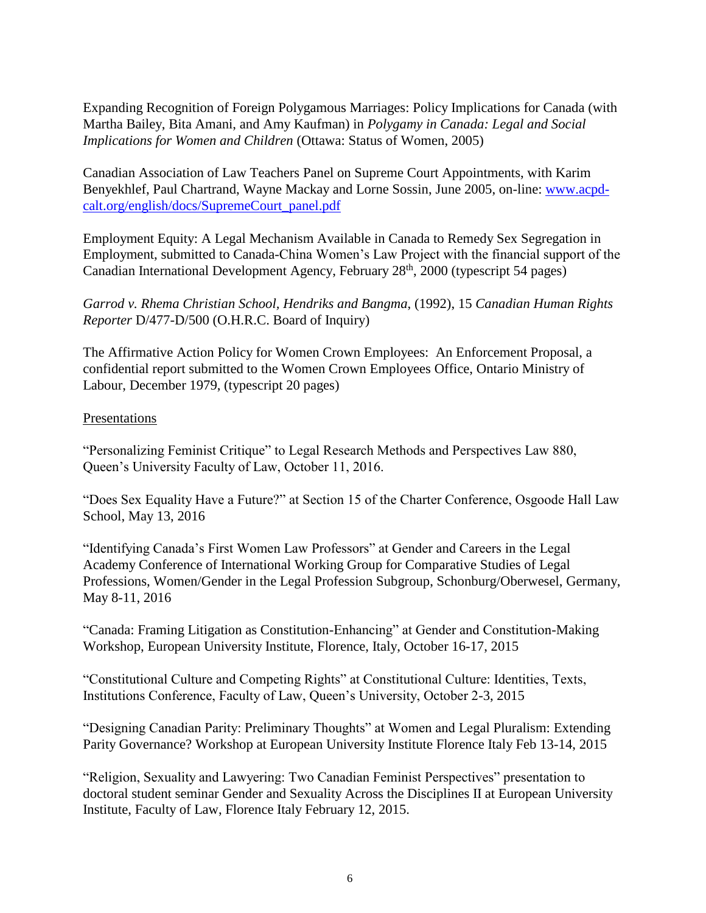Expanding Recognition of Foreign Polygamous Marriages: Policy Implications for Canada (with Martha Bailey, Bita Amani, and Amy Kaufman) in *Polygamy in Canada: Legal and Social Implications for Women and Children* (Ottawa: Status of Women, 2005)

Canadian Association of Law Teachers Panel on Supreme Court Appointments, with Karim Benyekhlef, Paul Chartrand, Wayne Mackay and Lorne Sossin, June 2005, on-line: [www.acpd-calt.org/english/docs/SupremeCourt_panel.pdf](www.acpd-calt.org/english/docs/SupremeCourt_panel.pdf)

Employment Equity: A Legal Mechanism Available in Canada to Remedy Sex Segregation in Employment, submitted to Canada-China Women's Law Project with the financial support of the Canadian International Development Agency, February 28th, 2000 (typescript 54 pages)

*Garrod v. Rhema Christian School, Hendriks and Bangma*, (1992), 15 *Canadian Human Rights Reporter* D/477-D/500 (O.H.R.C. Board of Inquiry)

The Affirmative Action Policy for Women Crown Employees: An Enforcement Proposal, a confidential report submitted to the Women Crown Employees Office, Ontario Ministry of Labour, December 1979, (typescript 20 pages)

<u>Presentations</u>

"Personalizing Feminist Critique" to Legal Research Methods and Perspectives Law 880, Queen's University Faculty of Law, October 11, 2016.

"Does Sex Equality Have a Future?" at Section 15 of the Charter Conference, Osgoode Hall Law School, May 13, 2016

"Identifying Canada's First Women Law Professors" at Gender and Careers in the Legal Academy Conference of International Working Group for Comparative Studies of Legal Professions, Women/Gender in the Legal Profession Subgroup, Schonburg/Oberwesel, Germany, May 8-11, 2016

"Canada: Framing Litigation as Constitution-Enhancing" at Gender and Constitution-Making Workshop, European University Institute, Florence, Italy, October 16-17, 2015

"Constitutional Culture and Competing Rights" at Constitutional Culture: Identities, Texts, Institutions Conference, Faculty of Law, Queen's University, October 2-3, 2015

"Designing Canadian Parity: Preliminary Thoughts" at Women and Legal Pluralism: Extending Parity Governance? Workshop at European University Institute Florence Italy Feb 13-14, 2015

"Religion, Sexuality and Lawyering: Two Canadian Feminist Perspectives" presentation to doctoral student seminar Gender and Sexuality Across the Disciplines II at European University Institute, Faculty of Law, Florence Italy February 12, 2015.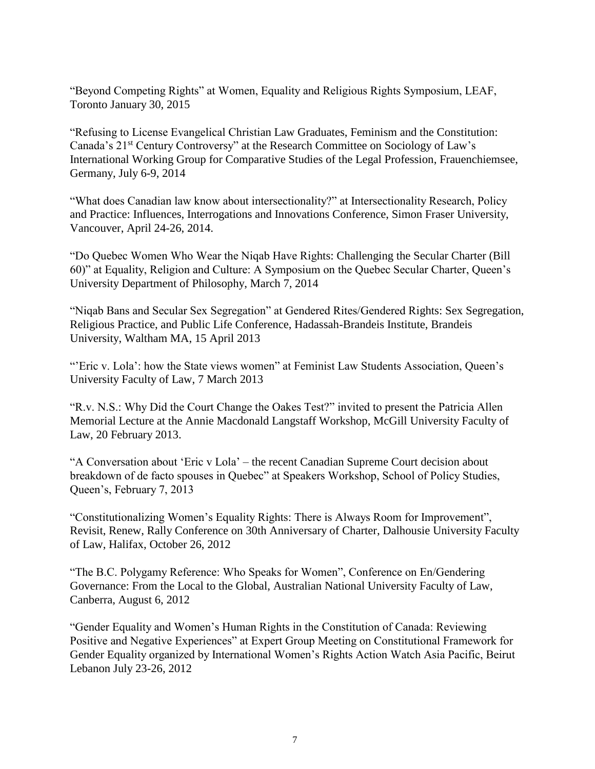"Beyond Competing Rights" at Women, Equality and Religious Rights Symposium, LEAF, Toronto January 30, 2015

"Refusing to License Evangelical Christian Law Graduates, Feminism and the Constitution: Canada's 21st Century Controversy" at the Research Committee on Sociology of Law's International Working Group for Comparative Studies of the Legal Profession, Frauenchiemsee, Germany, July 6-9, 2014

"What does Canadian law know about intersectionality?" at Intersectionality Research, Policy and Practice: Influences, Interrogations and Innovations Conference, Simon Fraser University, Vancouver, April 24-26, 2014.

"Do Quebec Women Who Wear the Niqab Have Rights: Challenging the Secular Charter (Bill 60)" at Equality, Religion and Culture: A Symposium on the Quebec Secular Charter, Queen's University Department of Philosophy, March 7, 2014

"Niqab Bans and Secular Sex Segregation" at Gendered Rites/Gendered Rights: Sex Segregation, Religious Practice, and Public Life Conference, Hadassah-Brandeis Institute, Brandeis University, Waltham MA, 15 April 2013

"'Eric v. Lola': how the State views women" at Feminist Law Students Association, Queen's University Faculty of Law, 7 March 2013

"R.v. N.S.: Why Did the Court Change the Oakes Test?" invited to present the Patricia Allen Memorial Lecture at the Annie Macdonald Langstaff Workshop, McGill University Faculty of Law, 20 February 2013.

"A Conversation about 'Eric v Lola' – the recent Canadian Supreme Court decision about breakdown of de facto spouses in Quebec" at Speakers Workshop, School of Policy Studies, Queen's, February 7, 2013

"Constitutionalizing Women's Equality Rights: There is Always Room for Improvement", Revisit, Renew, Rally Conference on 30th Anniversary of Charter, Dalhousie University Faculty of Law, Halifax, October 26, 2012

"The B.C. Polygamy Reference: Who Speaks for Women", Conference on En/Gendering Governance: From the Local to the Global, Australian National University Faculty of Law, Canberra, August 6, 2012

"Gender Equality and Women's Human Rights in the Constitution of Canada: Reviewing Positive and Negative Experiences" at Expert Group Meeting on Constitutional Framework for Gender Equality organized by International Women's Rights Action Watch Asia Pacific, Beirut Lebanon July 23-26, 2012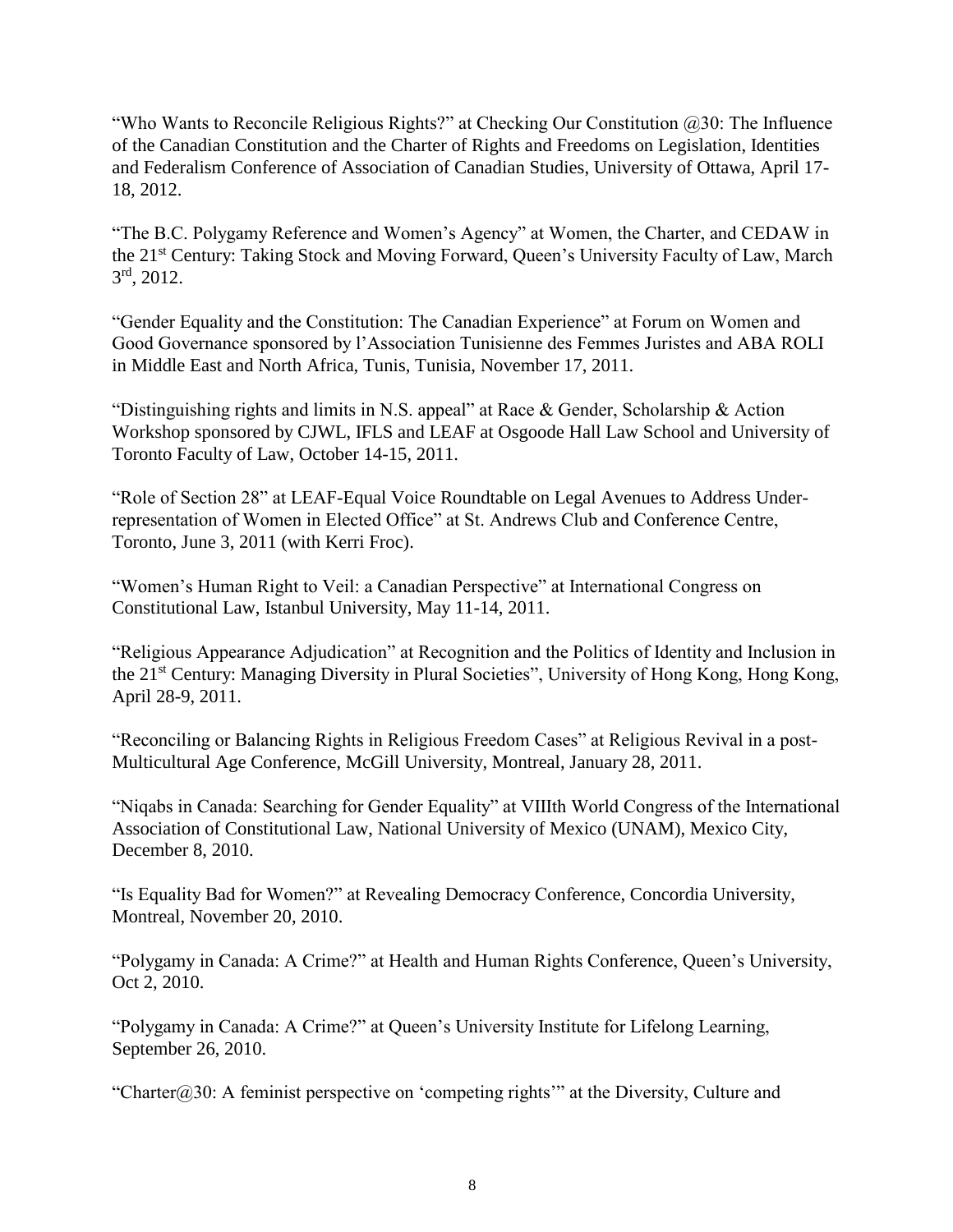"Who Wants to Reconcile Religious Rights?" at Checking Our Constitution @30: The Influence of the Canadian Constitution and the Charter of Rights and Freedoms on Legislation, Identities and Federalism Conference of Association of Canadian Studies, University of Ottawa, April 17-18, 2012.

"The B.C. Polygamy Reference and Women's Agency" at Women, the Charter, and CEDAW in the 21st Century: Taking Stock and Moving Forward, Queen's University Faculty of Law, March 3rd, 2012.

"Gender Equality and the Constitution: The Canadian Experience" at Forum on Women and Good Governance sponsored by l'Association Tunisienne des Femmes Juristes and ABA ROLI in Middle East and North Africa, Tunis, Tunisia, November 17, 2011.

"Distinguishing rights and limits in N.S. appeal" at Race & Gender, Scholarship & Action Workshop sponsored by CJWL, IFLS and LEAF at Osgoode Hall Law School and University of Toronto Faculty of Law, October 14-15, 2011.

"Role of Section 28" at LEAF-Equal Voice Roundtable on Legal Avenues to Address Under-representation of Women in Elected Office" at St. Andrews Club and Conference Centre, Toronto, June 3, 2011 (with Kerri Froc).

"Women's Human Right to Veil: a Canadian Perspective" at International Congress on Constitutional Law, Istanbul University, May 11-14, 2011.

"Religious Appearance Adjudication" at Recognition and the Politics of Identity and Inclusion in the 21st Century: Managing Diversity in Plural Societies", University of Hong Kong, Hong Kong, April 28-9, 2011.

"Reconciling or Balancing Rights in Religious Freedom Cases" at Religious Revival in a post-Multicultural Age Conference, McGill University, Montreal, January 28, 2011.

"Niqabs in Canada: Searching for Gender Equality" at VIIIth World Congress of the International Association of Constitutional Law, National University of Mexico (UNAM), Mexico City, December 8, 2010.

"Is Equality Bad for Women?" at Revealing Democracy Conference, Concordia University, Montreal, November 20, 2010.

"Polygamy in Canada: A Crime?" at Health and Human Rights Conference, Queen's University, Oct 2, 2010.

"Polygamy in Canada: A Crime?" at Queen's University Institute for Lifelong Learning, September 26, 2010.

"Charter@30: A feminist perspective on 'competing rights'" at the Diversity, Culture and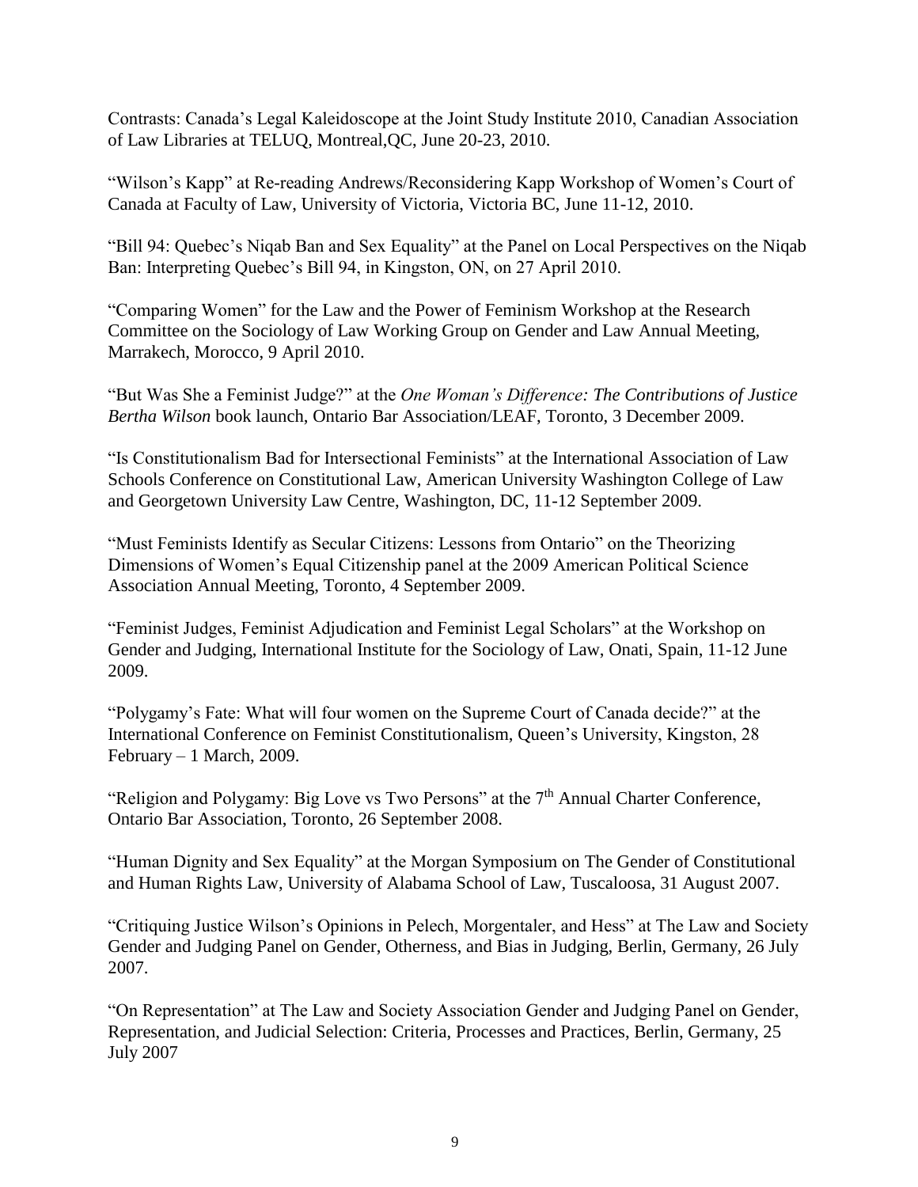Contrasts: Canada's Legal Kaleidoscope at the Joint Study Institute 2010, Canadian Association of Law Libraries at TELUQ, Montreal,QC, June 20-23, 2010.

"Wilson's Kapp" at Re-reading Andrews/Reconsidering Kapp Workshop of Women's Court of Canada at Faculty of Law, University of Victoria, Victoria BC, June 11-12, 2010.

"Bill 94: Quebec's Niqab Ban and Sex Equality" at the Panel on Local Perspectives on the Niqab Ban: Interpreting Quebec's Bill 94, in Kingston, ON, on 27 April 2010.

"Comparing Women" for the Law and the Power of Feminism Workshop at the Research Committee on the Sociology of Law Working Group on Gender and Law Annual Meeting, Marrakech, Morocco, 9 April 2010.

"But Was She a Feminist Judge?" at the *One Woman's Difference: The Contributions of Justice Bertha Wilson* book launch, Ontario Bar Association/LEAF, Toronto, 3 December 2009.

"Is Constitutionalism Bad for Intersectional Feminists" at the International Association of Law Schools Conference on Constitutional Law, American University Washington College of Law and Georgetown University Law Centre, Washington, DC, 11-12 September 2009.

"Must Feminists Identify as Secular Citizens: Lessons from Ontario" on the Theorizing Dimensions of Women's Equal Citizenship panel at the 2009 American Political Science Association Annual Meeting, Toronto, 4 September 2009.

"Feminist Judges, Feminist Adjudication and Feminist Legal Scholars" at the Workshop on Gender and Judging, International Institute for the Sociology of Law, Onati, Spain, 11-12 June 2009.

"Polygamy's Fate: What will four women on the Supreme Court of Canada decide?" at the International Conference on Feminist Constitutionalism, Queen's University, Kingston, 28 February – 1 March, 2009.

"Religion and Polygamy: Big Love vs Two Persons" at the 7th Annual Charter Conference, Ontario Bar Association, Toronto, 26 September 2008.

"Human Dignity and Sex Equality" at the Morgan Symposium on The Gender of Constitutional and Human Rights Law, University of Alabama School of Law, Tuscaloosa, 31 August 2007.

"Critiquing Justice Wilson's Opinions in Pelech, Morgentaler, and Hess" at The Law and Society Gender and Judging Panel on Gender, Otherness, and Bias in Judging, Berlin, Germany, 26 July 2007.

"On Representation" at The Law and Society Association Gender and Judging Panel on Gender, Representation, and Judicial Selection: Criteria, Processes and Practices, Berlin, Germany, 25 July 2007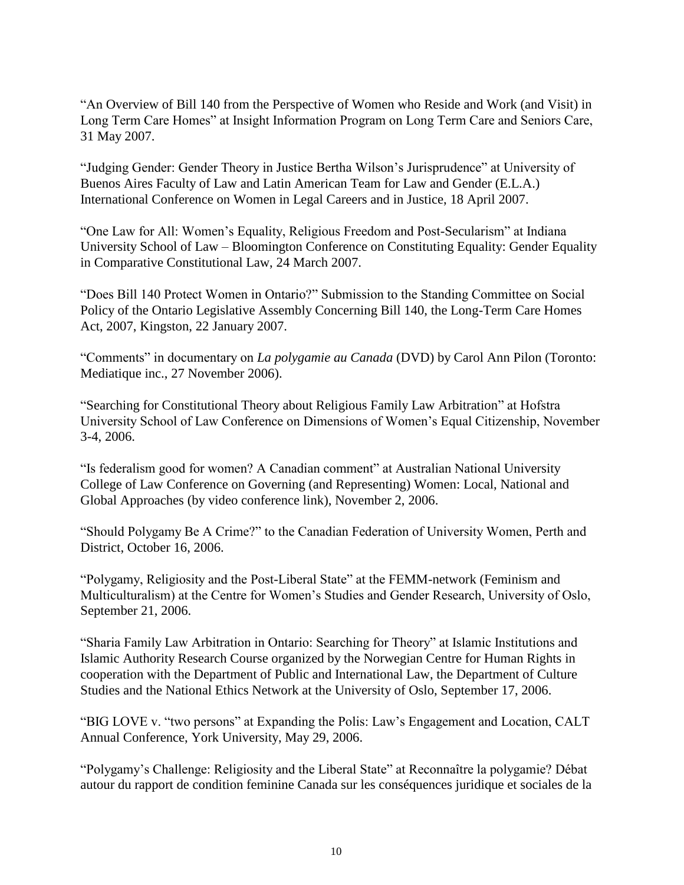"An Overview of Bill 140 from the Perspective of Women who Reside and Work (and Visit) in Long Term Care Homes" at Insight Information Program on Long Term Care and Seniors Care, 31 May 2007.

"Judging Gender: Gender Theory in Justice Bertha Wilson's Jurisprudence" at University of Buenos Aires Faculty of Law and Latin American Team for Law and Gender (E.L.A.) International Conference on Women in Legal Careers and in Justice, 18 April 2007.

"One Law for All: Women's Equality, Religious Freedom and Post-Secularism" at Indiana University School of Law – Bloomington Conference on Constituting Equality: Gender Equality in Comparative Constitutional Law, 24 March 2007.

"Does Bill 140 Protect Women in Ontario?" Submission to the Standing Committee on Social Policy of the Ontario Legislative Assembly Concerning Bill 140, the Long-Term Care Homes Act, 2007, Kingston, 22 January 2007.

"Comments" in documentary on *La polygamie au Canada* (DVD) by Carol Ann Pilon (Toronto: Mediatique inc., 27 November 2006).

"Searching for Constitutional Theory about Religious Family Law Arbitration" at Hofstra University School of Law Conference on Dimensions of Women's Equal Citizenship, November 3-4, 2006.

"Is federalism good for women? A Canadian comment" at Australian National University College of Law Conference on Governing (and Representing) Women: Local, National and Global Approaches (by video conference link), November 2, 2006.

"Should Polygamy Be A Crime?" to the Canadian Federation of University Women, Perth and District, October 16, 2006.

"Polygamy, Religiosity and the Post-Liberal State" at the FEMM-network (Feminism and Multiculturalism) at the Centre for Women's Studies and Gender Research, University of Oslo, September 21, 2006.

"Sharia Family Law Arbitration in Ontario: Searching for Theory" at Islamic Institutions and Islamic Authority Research Course organized by the Norwegian Centre for Human Rights in cooperation with the Department of Public and International Law, the Department of Culture Studies and the National Ethics Network at the University of Oslo, September 17, 2006.

"BIG LOVE v. "two persons" at Expanding the Polis: Law's Engagement and Location, CALT Annual Conference, York University, May 29, 2006.

"Polygamy's Challenge: Religiosity and the Liberal State" at Reconnaître la polygamie? Débat autour du rapport de condition feminine Canada sur les conséquences juridique et sociales de la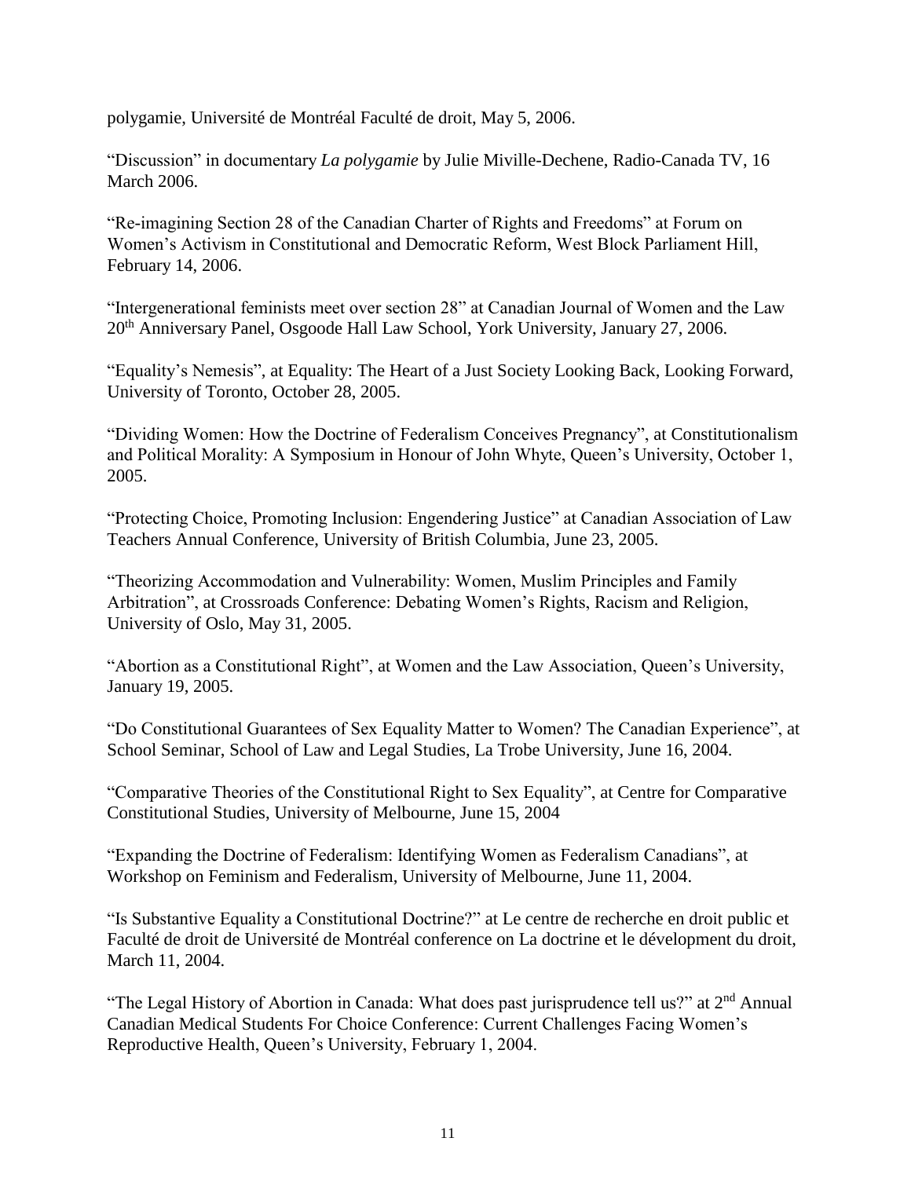polygamie, Université de Montréal Faculté de droit, May 5, 2006.

"Discussion" in documentary *La polygamie* by Julie Miville-Dechene, Radio-Canada TV, 16 March 2006.

"Re-imagining Section 28 of the Canadian Charter of Rights and Freedoms" at Forum on Women's Activism in Constitutional and Democratic Reform, West Block Parliament Hill, February 14, 2006.

"Intergenerational feminists meet over section 28" at Canadian Journal of Women and the Law 20th Anniversary Panel, Osgoode Hall Law School, York University, January 27, 2006.

"Equality's Nemesis", at Equality: The Heart of a Just Society Looking Back, Looking Forward, University of Toronto, October 28, 2005.

"Dividing Women: How the Doctrine of Federalism Conceives Pregnancy", at Constitutionalism and Political Morality: A Symposium in Honour of John Whyte, Queen's University, October 1, 2005.

"Protecting Choice, Promoting Inclusion: Engendering Justice" at Canadian Association of Law Teachers Annual Conference, University of British Columbia, June 23, 2005.

"Theorizing Accommodation and Vulnerability: Women, Muslim Principles and Family Arbitration", at Crossroads Conference: Debating Women's Rights, Racism and Religion, University of Oslo, May 31, 2005.

"Abortion as a Constitutional Right", at Women and the Law Association, Queen's University, January 19, 2005.

"Do Constitutional Guarantees of Sex Equality Matter to Women? The Canadian Experience", at School Seminar, School of Law and Legal Studies, La Trobe University, June 16, 2004.

"Comparative Theories of the Constitutional Right to Sex Equality", at Centre for Comparative Constitutional Studies, University of Melbourne, June 15, 2004

"Expanding the Doctrine of Federalism: Identifying Women as Federalism Canadians", at Workshop on Feminism and Federalism, University of Melbourne, June 11, 2004.

"Is Substantive Equality a Constitutional Doctrine?" at Le centre de recherche en droit public et Faculté de droit de Université de Montréal conference on La doctrine et le dévelopment du droit, March 11, 2004.

"The Legal History of Abortion in Canada: What does past jurisprudence tell us?" at 2nd Annual Canadian Medical Students For Choice Conference: Current Challenges Facing Women's Reproductive Health, Queen's University, February 1, 2004.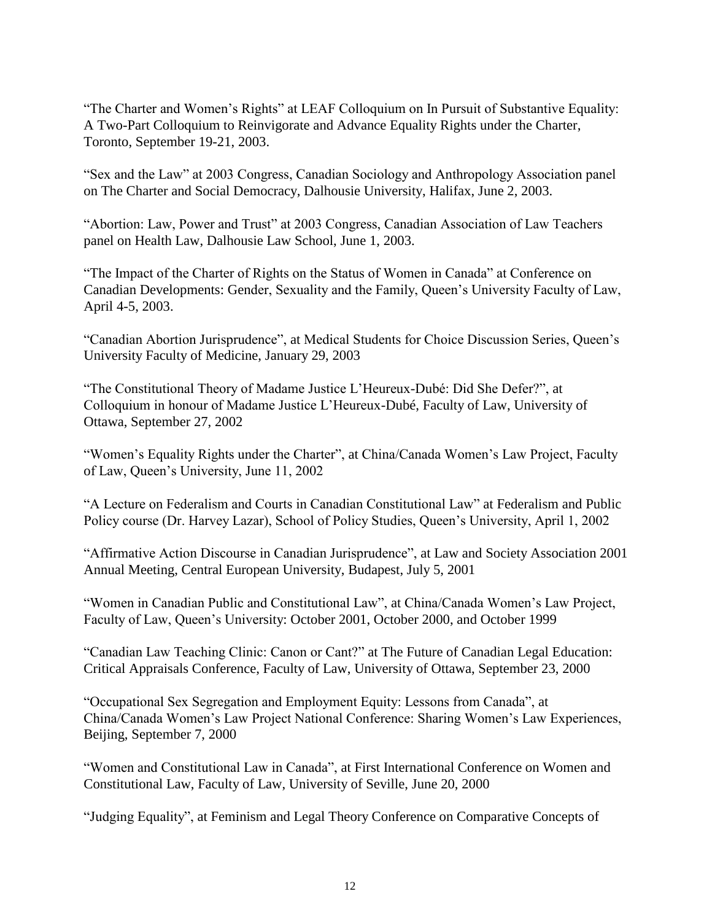"The Charter and Women's Rights" at LEAF Colloquium on In Pursuit of Substantive Equality: A Two-Part Colloquium to Reinvigorate and Advance Equality Rights under the Charter, Toronto, September 19-21, 2003.

"Sex and the Law" at 2003 Congress, Canadian Sociology and Anthropology Association panel on The Charter and Social Democracy, Dalhousie University, Halifax, June 2, 2003.

"Abortion: Law, Power and Trust" at 2003 Congress, Canadian Association of Law Teachers panel on Health Law, Dalhousie Law School, June 1, 2003.

"The Impact of the Charter of Rights on the Status of Women in Canada" at Conference on Canadian Developments: Gender, Sexuality and the Family, Queen's University Faculty of Law, April 4-5, 2003.

"Canadian Abortion Jurisprudence", at Medical Students for Choice Discussion Series, Queen's University Faculty of Medicine, January 29, 2003

"The Constitutional Theory of Madame Justice L'Heureux-Dubé: Did She Defer?", at Colloquium in honour of Madame Justice L'Heureux-Dubé, Faculty of Law, University of Ottawa, September 27, 2002

"Women's Equality Rights under the Charter", at China/Canada Women's Law Project, Faculty of Law, Queen's University, June 11, 2002

"A Lecture on Federalism and Courts in Canadian Constitutional Law" at Federalism and Public Policy course (Dr. Harvey Lazar), School of Policy Studies, Queen's University, April 1, 2002

"Affirmative Action Discourse in Canadian Jurisprudence", at Law and Society Association 2001 Annual Meeting, Central European University, Budapest, July 5, 2001

"Women in Canadian Public and Constitutional Law", at China/Canada Women's Law Project, Faculty of Law, Queen's University: October 2001, October 2000, and October 1999

"Canadian Law Teaching Clinic: Canon or Cant?" at The Future of Canadian Legal Education: Critical Appraisals Conference, Faculty of Law, University of Ottawa, September 23, 2000

"Occupational Sex Segregation and Employment Equity: Lessons from Canada", at China/Canada Women's Law Project National Conference: Sharing Women's Law Experiences, Beijing, September 7, 2000

"Women and Constitutional Law in Canada", at First International Conference on Women and Constitutional Law, Faculty of Law, University of Seville, June 20, 2000

"Judging Equality", at Feminism and Legal Theory Conference on Comparative Concepts of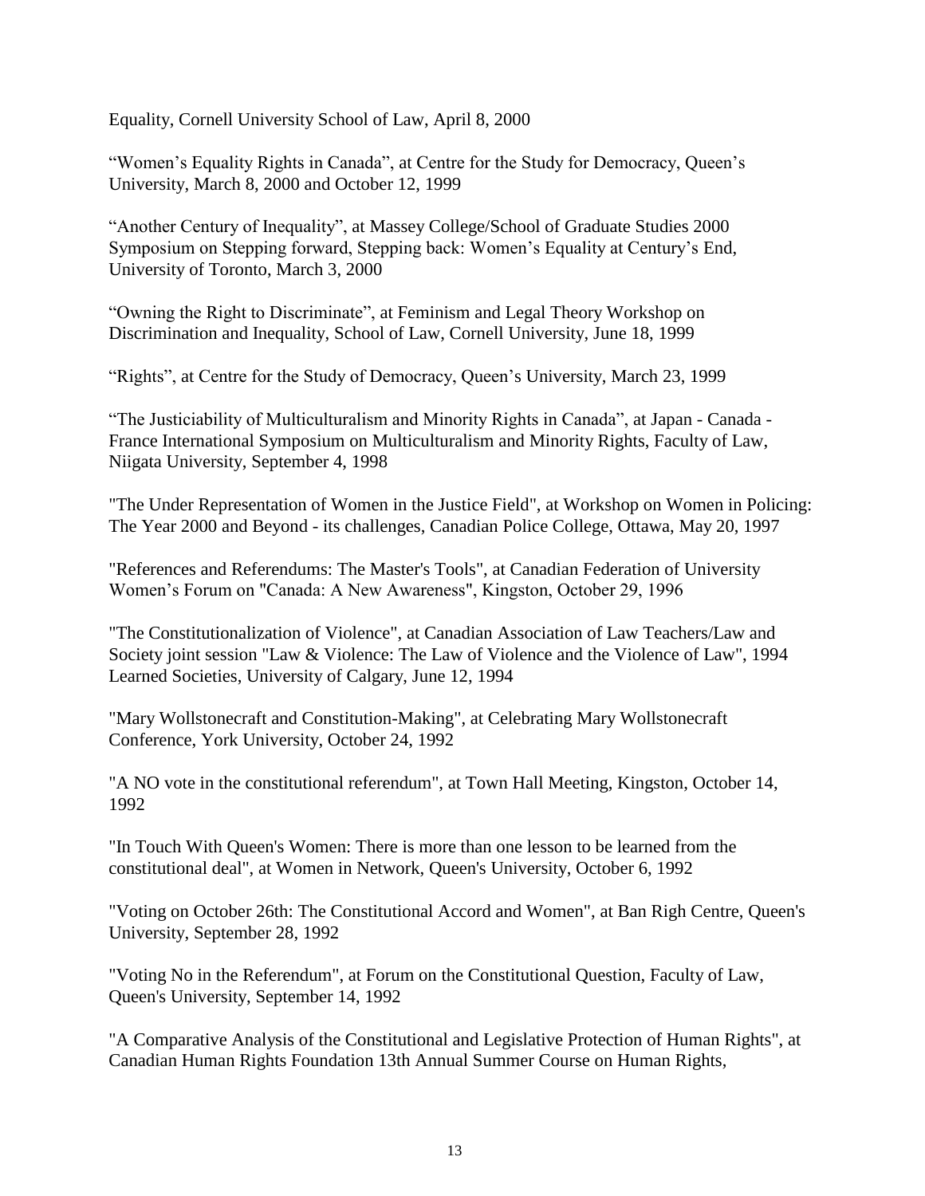Equality, Cornell University School of Law, April 8, 2000

“Women’s Equality Rights in Canada”, at Centre for the Study for Democracy, Queen’s University, March 8, 2000 and October 12, 1999

“Another Century of Inequality”, at Massey College/School of Graduate Studies 2000 Symposium on Stepping forward, Stepping back: Women’s Equality at Century’s End, University of Toronto, March 3, 2000

“Owning the Right to Discriminate”, at Feminism and Legal Theory Workshop on Discrimination and Inequality, School of Law, Cornell University, June 18, 1999

“Rights”, at Centre for the Study of Democracy, Queen’s University, March 23, 1999

“The Justiciability of Multiculturalism and Minority Rights in Canada”, at Japan - Canada - France International Symposium on Multiculturalism and Minority Rights, Faculty of Law, Niigata University, September 4, 1998

"The Under Representation of Women in the Justice Field", at Workshop on Women in Policing: The Year 2000 and Beyond - its challenges, Canadian Police College, Ottawa, May 20, 1997

"References and Referendums: The Master's Tools", at Canadian Federation of University Women’s Forum on "Canada: A New Awareness", Kingston, October 29, 1996

"The Constitutionalization of Violence", at Canadian Association of Law Teachers/Law and Society joint session "Law & Violence: The Law of Violence and the Violence of Law", 1994 Learned Societies, University of Calgary, June 12, 1994

"Mary Wollstonecraft and Constitution-Making", at Celebrating Mary Wollstonecraft Conference, York University, October 24, 1992

"A NO vote in the constitutional referendum", at Town Hall Meeting, Kingston, October 14, 1992

"In Touch With Queen's Women: There is more than one lesson to be learned from the constitutional deal", at Women in Network, Queen's University, October 6, 1992

"Voting on October 26th: The Constitutional Accord and Women", at Ban Righ Centre, Queen's University, September 28, 1992

"Voting No in the Referendum", at Forum on the Constitutional Question, Faculty of Law, Queen's University, September 14, 1992

"A Comparative Analysis of the Constitutional and Legislative Protection of Human Rights", at Canadian Human Rights Foundation 13th Annual Summer Course on Human Rights,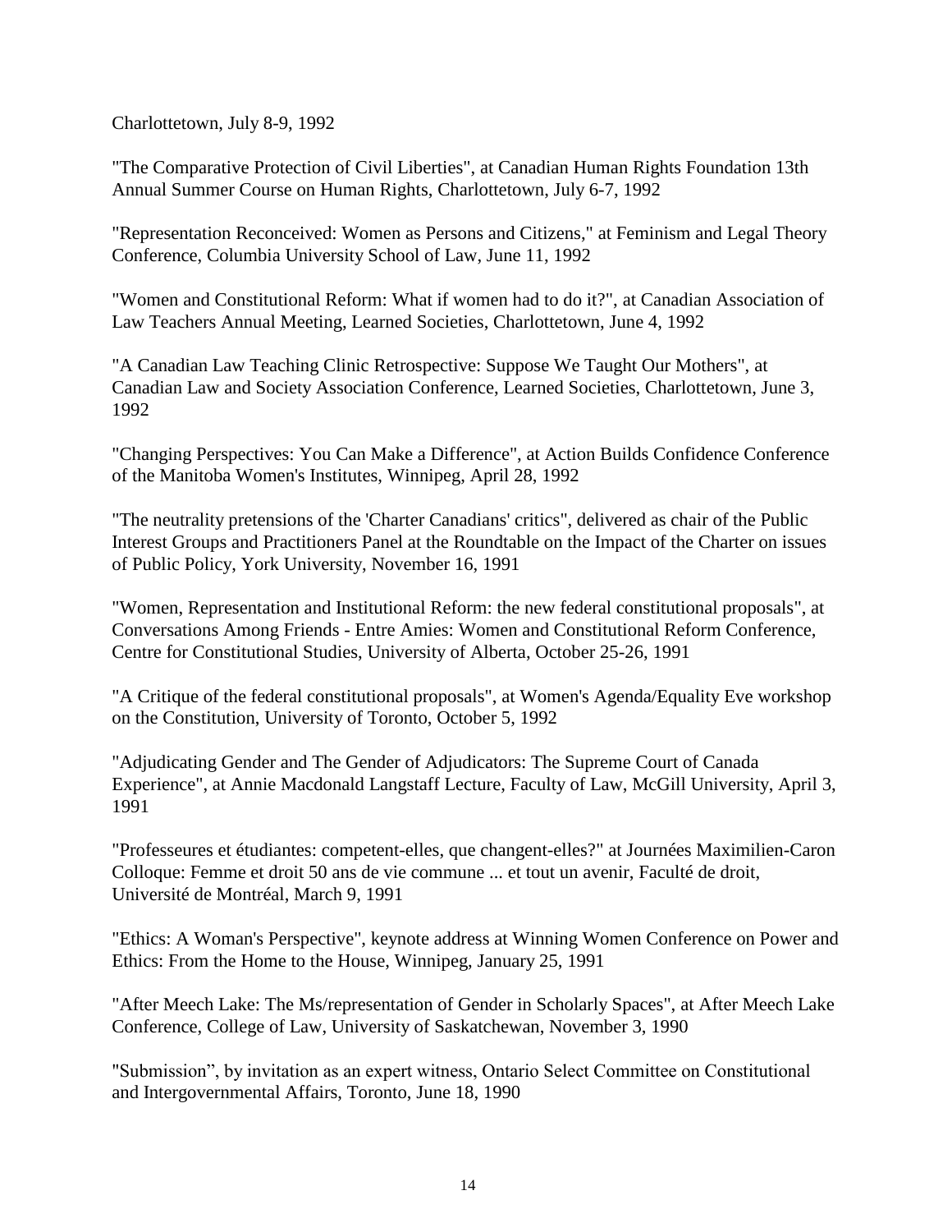Charlottetown, July 8-9, 1992

"The Comparative Protection of Civil Liberties", at Canadian Human Rights Foundation 13th Annual Summer Course on Human Rights, Charlottetown, July 6-7, 1992

"Representation Reconceived: Women as Persons and Citizens," at Feminism and Legal Theory Conference, Columbia University School of Law, June 11, 1992

"Women and Constitutional Reform: What if women had to do it?", at Canadian Association of Law Teachers Annual Meeting, Learned Societies, Charlottetown, June 4, 1992

"A Canadian Law Teaching Clinic Retrospective: Suppose We Taught Our Mothers", at Canadian Law and Society Association Conference, Learned Societies, Charlottetown, June 3, 1992

"Changing Perspectives: You Can Make a Difference", at Action Builds Confidence Conference of the Manitoba Women's Institutes, Winnipeg, April 28, 1992

"The neutrality pretensions of the 'Charter Canadians' critics", delivered as chair of the Public Interest Groups and Practitioners Panel at the Roundtable on the Impact of the Charter on issues of Public Policy, York University, November 16, 1991

"Women, Representation and Institutional Reform: the new federal constitutional proposals", at Conversations Among Friends - Entre Amies: Women and Constitutional Reform Conference, Centre for Constitutional Studies, University of Alberta, October 25-26, 1991

"A Critique of the federal constitutional proposals", at Women's Agenda/Equality Eve workshop on the Constitution, University of Toronto, October 5, 1992

"Adjudicating Gender and The Gender of Adjudicators: The Supreme Court of Canada Experience", at Annie Macdonald Langstaff Lecture, Faculty of Law, McGill University, April 3, 1991

"Professeures et étudiantes: competent-elles, que changent-elles?" at Journées Maximilien-Caron Colloque: Femme et droit 50 ans de vie commune ... et tout un avenir, Faculté de droit, Université de Montréal, March 9, 1991

"Ethics: A Woman's Perspective", keynote address at Winning Women Conference on Power and Ethics: From the Home to the House, Winnipeg, January 25, 1991

"After Meech Lake: The Ms/representation of Gender in Scholarly Spaces", at After Meech Lake Conference, College of Law, University of Saskatchewan, November 3, 1990

"Submission", by invitation as an expert witness, Ontario Select Committee on Constitutional and Intergovernmental Affairs, Toronto, June 18, 1990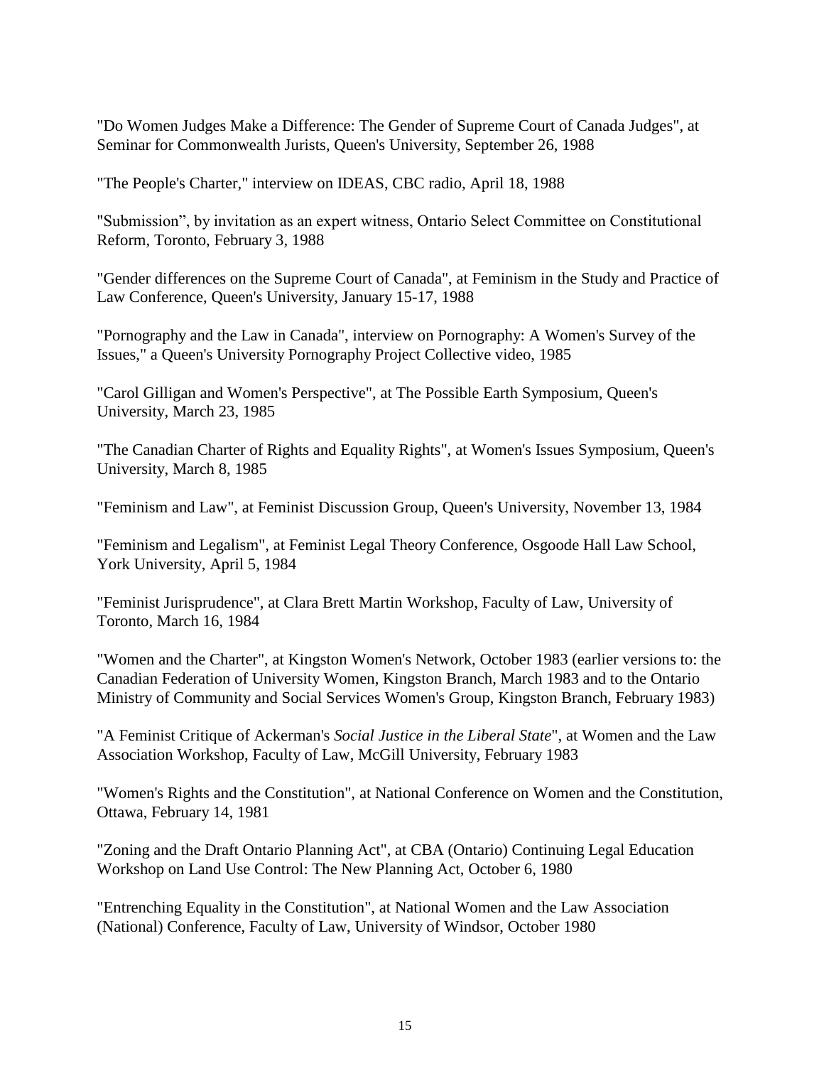"Do Women Judges Make a Difference: The Gender of Supreme Court of Canada Judges", at Seminar for Commonwealth Jurists, Queen's University, September 26, 1988

"The People's Charter," interview on IDEAS, CBC radio, April 18, 1988

"Submission", by invitation as an expert witness, Ontario Select Committee on Constitutional Reform, Toronto, February 3, 1988

"Gender differences on the Supreme Court of Canada", at Feminism in the Study and Practice of Law Conference, Queen's University, January 15-17, 1988

"Pornography and the Law in Canada", interview on Pornography: A Women's Survey of the Issues," a Queen's University Pornography Project Collective video, 1985

"Carol Gilligan and Women's Perspective", at The Possible Earth Symposium, Queen's University, March 23, 1985

"The Canadian Charter of Rights and Equality Rights", at Women's Issues Symposium, Queen's University, March 8, 1985

"Feminism and Law", at Feminist Discussion Group, Queen's University, November 13, 1984

"Feminism and Legalism", at Feminist Legal Theory Conference, Osgoode Hall Law School, York University, April 5, 1984

"Feminist Jurisprudence", at Clara Brett Martin Workshop, Faculty of Law, University of Toronto, March 16, 1984

"Women and the Charter", at Kingston Women's Network, October 1983 (earlier versions to: the Canadian Federation of University Women, Kingston Branch, March 1983 and to the Ontario Ministry of Community and Social Services Women's Group, Kingston Branch, February 1983)

"A Feminist Critique of Ackerman's *Social Justice in the Liberal State*", at Women and the Law Association Workshop, Faculty of Law, McGill University, February 1983

"Women's Rights and the Constitution", at National Conference on Women and the Constitution, Ottawa, February 14, 1981

"Zoning and the Draft Ontario Planning Act", at CBA (Ontario) Continuing Legal Education Workshop on Land Use Control: The New Planning Act, October 6, 1980

"Entrenching Equality in the Constitution", at National Women and the Law Association (National) Conference, Faculty of Law, University of Windsor, October 1980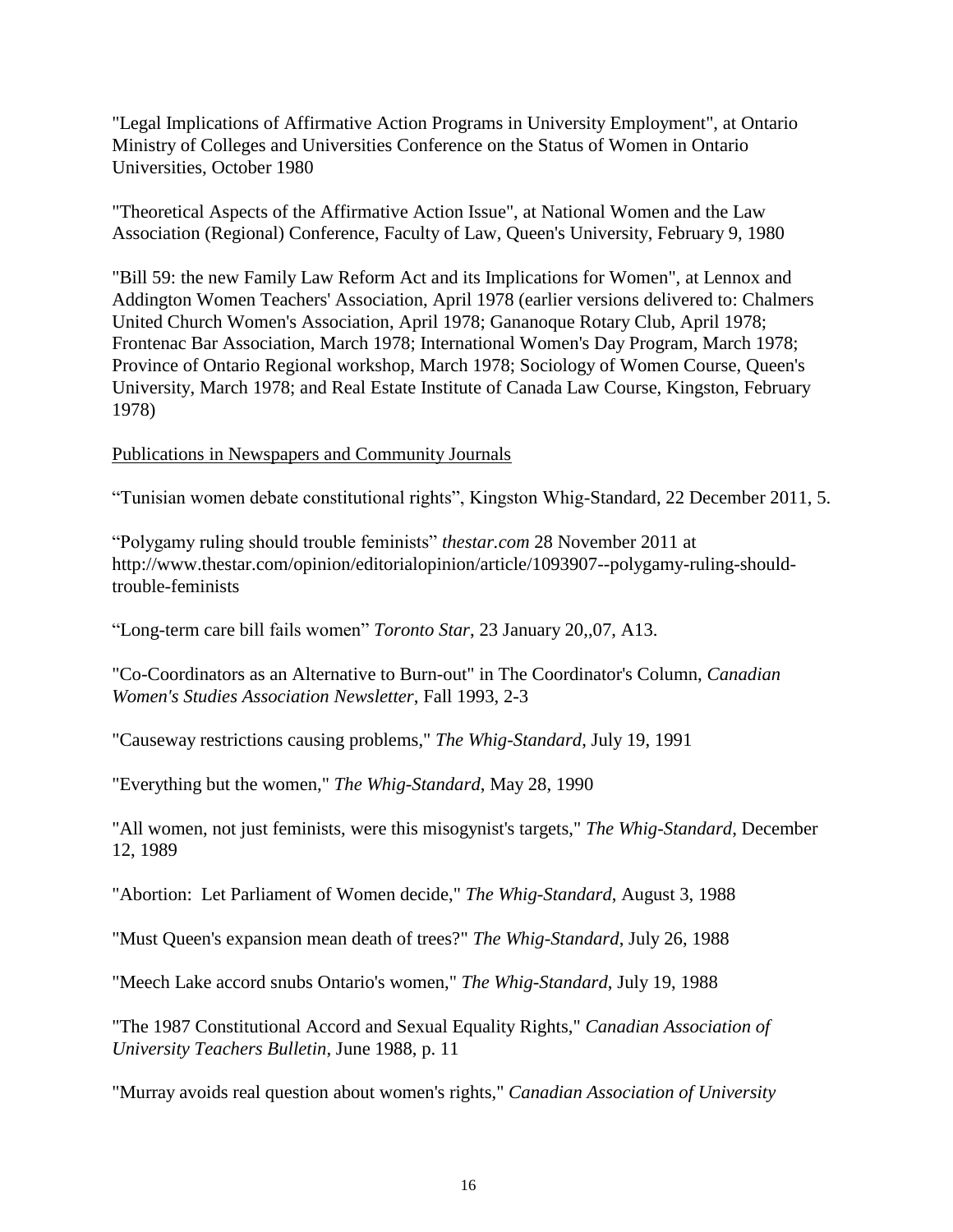"Legal Implications of Affirmative Action Programs in University Employment", at Ontario Ministry of Colleges and Universities Conference on the Status of Women in Ontario Universities, October 1980

"Theoretical Aspects of the Affirmative Action Issue", at National Women and the Law Association (Regional) Conference, Faculty of Law, Queen's University, February 9, 1980

"Bill 59: the new Family Law Reform Act and its Implications for Women", at Lennox and Addington Women Teachers' Association, April 1978 (earlier versions delivered to: Chalmers United Church Women's Association, April 1978; Gananoque Rotary Club, April 1978; Frontenac Bar Association, March 1978; International Women's Day Program, March 1978; Province of Ontario Regional workshop, March 1978; Sociology of Women Course, Queen's University, March 1978; and Real Estate Institute of Canada Law Course, Kingston, February 1978)

Publications in Newspapers and Community Journals

"Tunisian women debate constitutional rights", Kingston Whig-Standard, 22 December 2011, 5.

"Polygamy ruling should trouble feminists" *thestar.com* 28 November 2011 at http://www.thestar.com/opinion/editorialopinion/article/1093907--polygamy-ruling-should-trouble-feminists

"Long-term care bill fails women" *Toronto Star*, 23 January 20,,07, A13.

"Co-Coordinators as an Alternative to Burn-out" in The Coordinator's Column, *Canadian Women's Studies Association Newsletter*, Fall 1993, 2-3

"Causeway restrictions causing problems," *The Whig-Standard*, July 19, 1991

"Everything but the women," *The Whig-Standard*, May 28, 1990

"All women, not just feminists, were this misogynist's targets," *The Whig-Standard*, December 12, 1989

"Abortion: Let Parliament of Women decide," *The Whig-Standard*, August 3, 1988

"Must Queen's expansion mean death of trees?" *The Whig-Standard*, July 26, 1988

"Meech Lake accord snubs Ontario's women," *The Whig-Standard*, July 19, 1988

"The 1987 Constitutional Accord and Sexual Equality Rights," *Canadian Association of University Teachers Bulletin*, June 1988, p. 11

"Murray avoids real question about women's rights," *Canadian Association of University*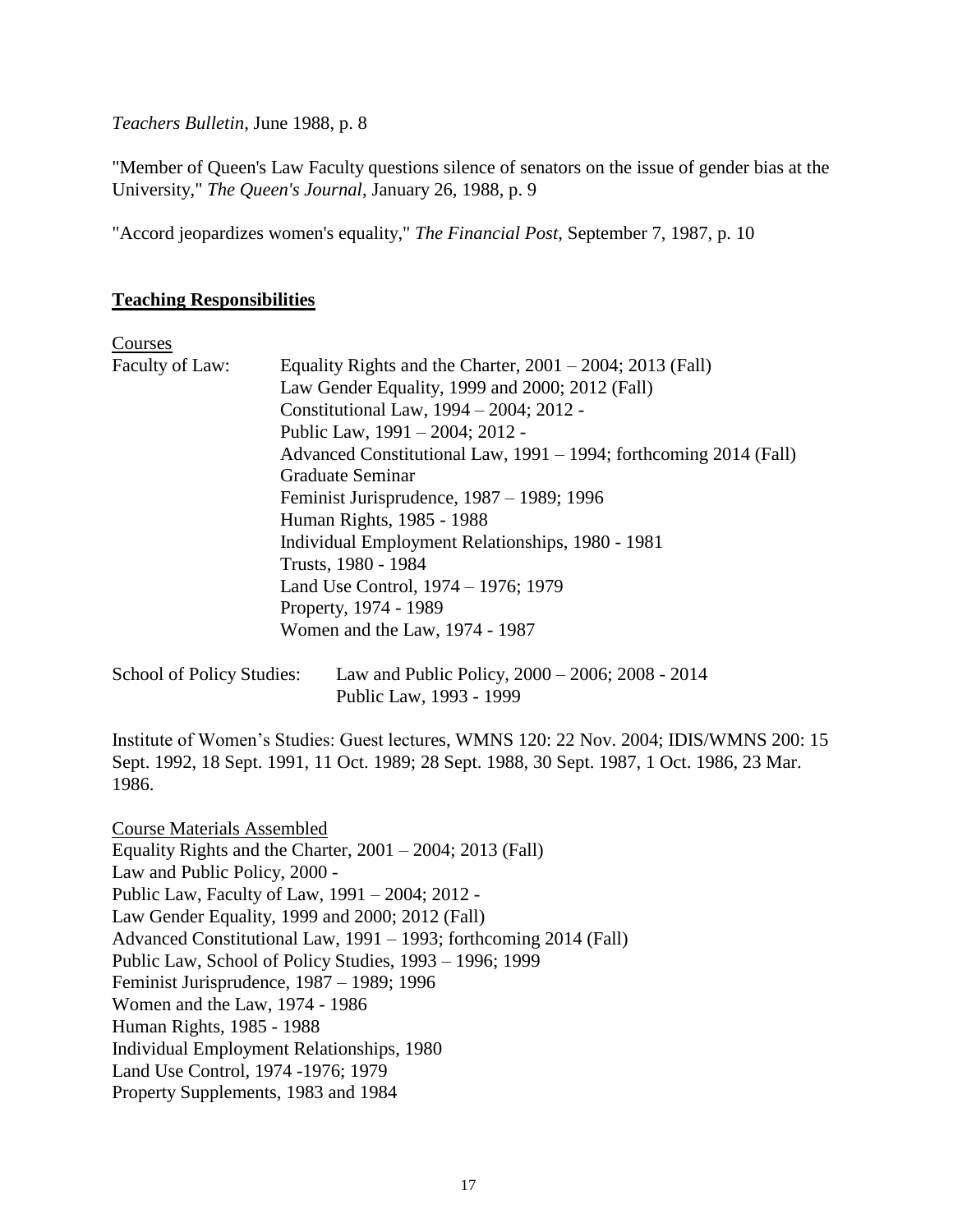*Teachers Bulletin*, June 1988, p. 8

"Member of Queen's Law Faculty questions silence of senators on the issue of gender bias at the University," *The Queen's Journal*, January 26, 1988, p. 9

"Accord jeopardizes women's equality," *The Financial Post*, September 7, 1987, p. 10

## **Teaching Responsibilities**

Courses

| | |
|---|---|
| Faculty of Law: | Equality Rights and the Charter, 2001 – 2004; 2013 (Fall) |
| | Law Gender Equality, 1999 and 2000; 2012 (Fall) |
| | Constitutional Law, 1994 – 2004; 2012 - |
| | Public Law, 1991 – 2004; 2012 - |
| | Advanced Constitutional Law, 1991 – 1994; forthcoming 2014 (Fall) |
| | Graduate Seminar |
| | Feminist Jurisprudence, 1987 – 1989; 1996 |
| | Human Rights, 1985 - 1988 |
| | Individual Employment Relationships, 1980 - 1981 |
| | Trusts, 1980 - 1984 |
| | Land Use Control, 1974 – 1976; 1979 |
| | Property, 1974 - 1989 |
| | Women and the Law, 1974 - 1987 |
| School of Policy Studies: | Law and Public Policy, 2000 – 2006; 2008 - 2014 |
| | Public Law, 1993 - 1999 |

Institute of Women's Studies: Guest lectures, WMNS 120: 22 Nov. 2004; IDIS/WMNS 200: 15 Sept. 1992, 18 Sept. 1991, 11 Oct. 1989; 28 Sept. 1988, 30 Sept. 1987, 1 Oct. 1986, 23 Mar. 1986.

Course Materials Assembled

Equality Rights and the Charter, 2001 – 2004; 2013 (Fall)
Law and Public Policy, 2000 -
Public Law, Faculty of Law, 1991 – 2004; 2012 -
Law Gender Equality, 1999 and 2000; 2012 (Fall)
Advanced Constitutional Law, 1991 – 1993; forthcoming 2014 (Fall)
Public Law, School of Policy Studies, 1993 – 1996; 1999
Feminist Jurisprudence, 1987 – 1989; 1996
Women and the Law, 1974 - 1986
Human Rights, 1985 - 1988
Individual Employment Relationships, 1980
Land Use Control, 1974 -1976; 1979
Property Supplements, 1983 and 1984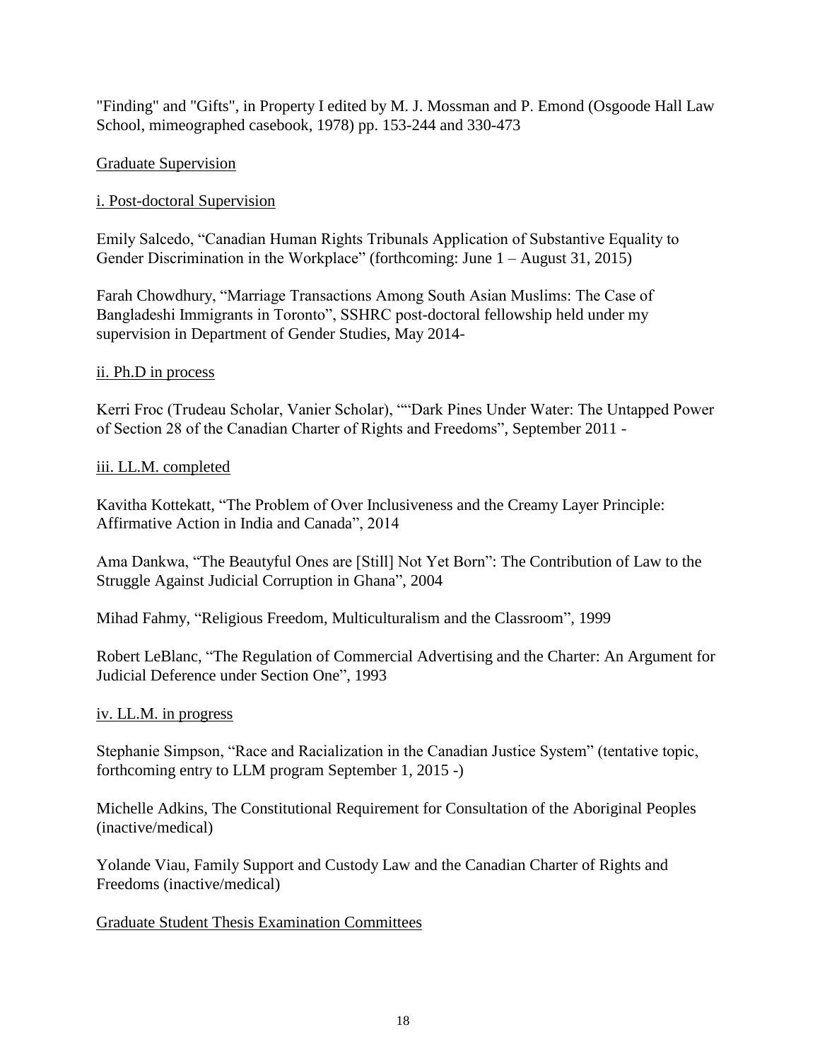"Finding" and "Gifts", in Property I edited by M. J. Mossman and P. Emond (Osgoode Hall Law School, mimeographed casebook, 1978) pp. 153-244 and 330-473

## Graduate Supervision

### i. Post-doctoral Supervision

Emily Salcedo, "Canadian Human Rights Tribunals Application of Substantive Equality to Gender Discrimination in the Workplace" (forthcoming: June 1 – August 31, 2015)

Farah Chowdhury, "Marriage Transactions Among South Asian Muslims: The Case of Bangladeshi Immigrants in Toronto", SSHRC post-doctoral fellowship held under my supervision in Department of Gender Studies, May 2014-

### ii. Ph.D in process

Kerri Froc (Trudeau Scholar, Vanier Scholar), ""Dark Pines Under Water: The Untapped Power of Section 28 of the Canadian Charter of Rights and Freedoms", September 2011 -

### iii. LL.M. completed

Kavitha Kottekatt, "The Problem of Over Inclusiveness and the Creamy Layer Principle: Affirmative Action in India and Canada", 2014

Ama Dankwa, "The Beautyful Ones are [Still] Not Yet Born": The Contribution of Law to the Struggle Against Judicial Corruption in Ghana", 2004

Mihad Fahmy, "Religious Freedom, Multiculturalism and the Classroom", 1999

Robert LeBlanc, "The Regulation of Commercial Advertising and the Charter: An Argument for Judicial Deference under Section One", 1993

### iv. LL.M. in progress

Stephanie Simpson, "Race and Racialization in the Canadian Justice System" (tentative topic, forthcoming entry to LLM program September 1, 2015 -)

Michelle Adkins, The Constitutional Requirement for Consultation of the Aboriginal Peoples (inactive/medical)

Yolande Viau, Family Support and Custody Law and the Canadian Charter of Rights and Freedoms (inactive/medical)

## Graduate Student Thesis Examination Committees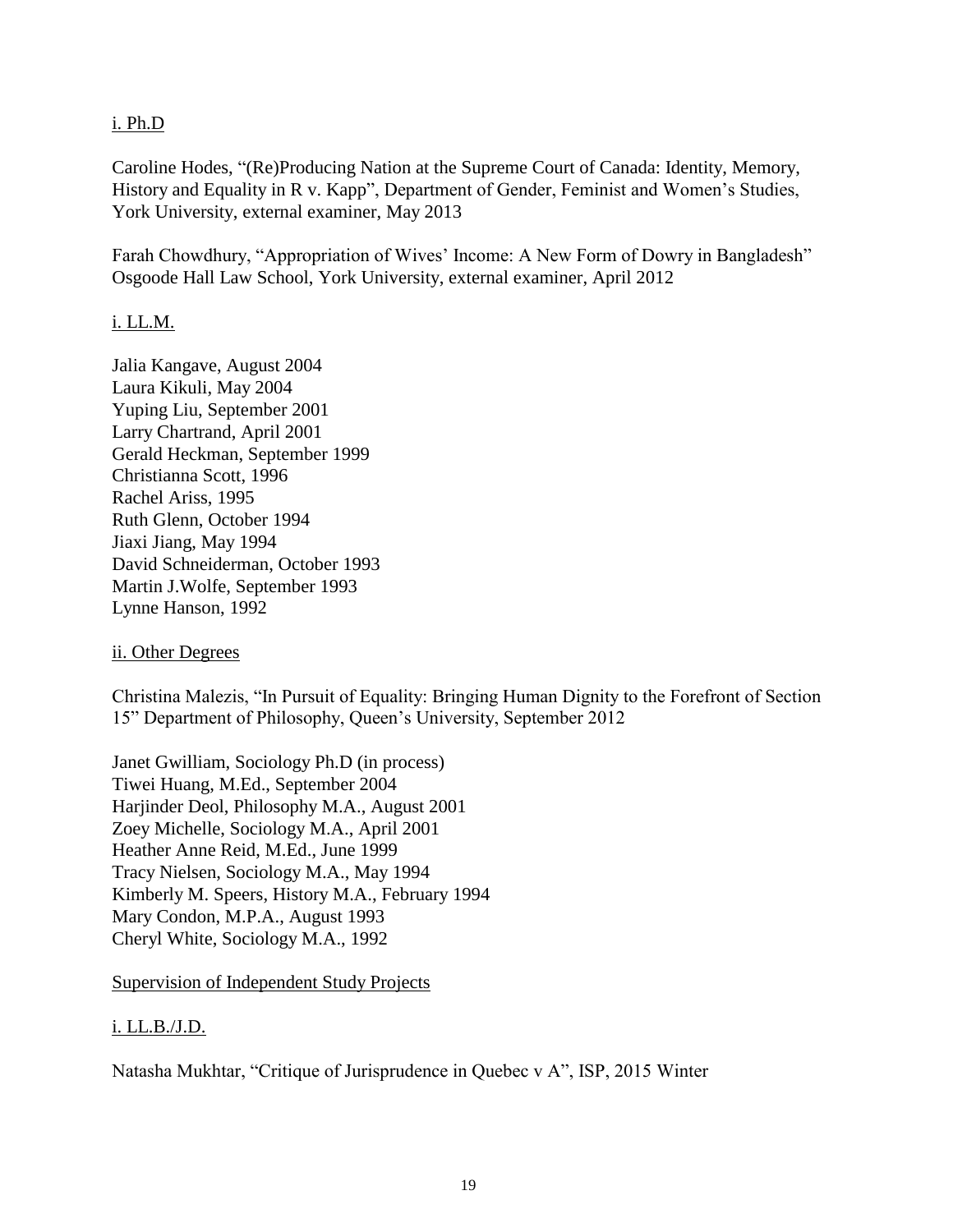i. Ph.D

Caroline Hodes, "(Re)Producing Nation at the Supreme Court of Canada: Identity, Memory, History and Equality in R v. Kapp", Department of Gender, Feminist and Women's Studies, York University, external examiner, May 2013

Farah Chowdhury, "Appropriation of Wives' Income: A New Form of Dowry in Bangladesh" Osgoode Hall Law School, York University, external examiner, April 2012

i. LL.M.

Jalia Kangave, August 2004  
Laura Kikuli, May 2004  
Yuping Liu, September 2001  
Larry Chartrand, April 2001  
Gerald Heckman, September 1999  
Christianna Scott, 1996  
Rachel Ariss, 1995  
Ruth Glenn, October 1994  
Jiaxi Jiang, May 1994  
David Schneiderman, October 1993  
Martin J.Wolfe, September 1993  
Lynne Hanson, 1992

ii. Other Degrees

Christina Malezis, "In Pursuit of Equality: Bringing Human Dignity to the Forefront of Section 15" Department of Philosophy, Queen's University, September 2012

Janet Gwilliam, Sociology Ph.D (in process)  
Tiwei Huang, M.Ed., September 2004  
Harjinder Deol, Philosophy M.A., August 2001  
Zoey Michelle, Sociology M.A., April 2001  
Heather Anne Reid, M.Ed., June 1999  
Tracy Nielsen, Sociology M.A., May 1994  
Kimberly M. Speers, History M.A., February 1994  
Mary Condon, M.P.A., August 1993  
Cheryl White, Sociology M.A., 1992

Supervision of Independent Study Projects

i. LL.B./J.D.

Natasha Mukhtar, "Critique of Jurisprudence in Quebec v A", ISP, 2015 Winter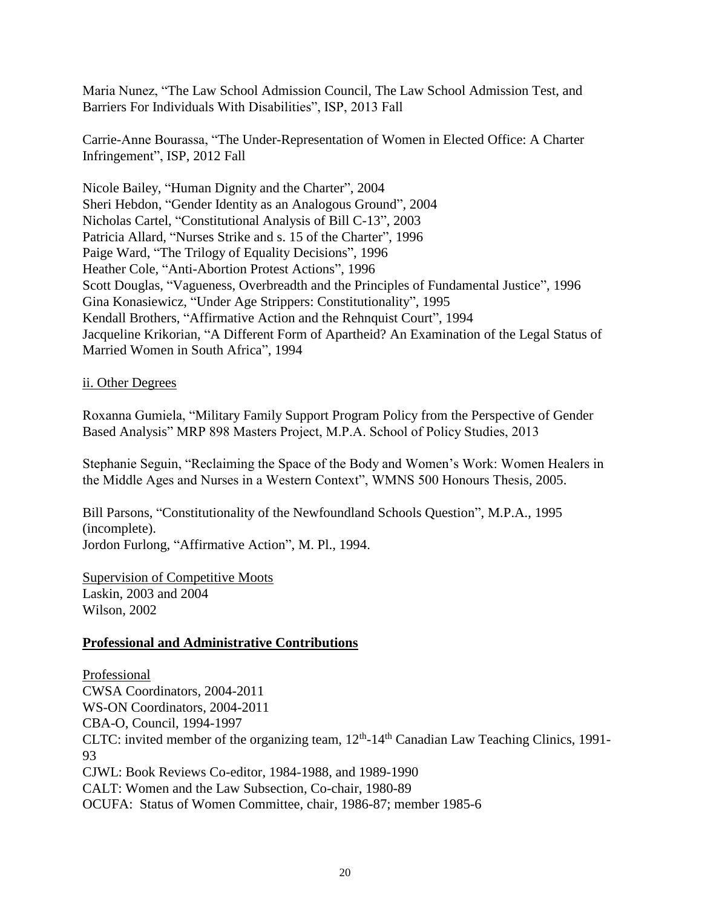Maria Nunez, "The Law School Admission Council, The Law School Admission Test, and Barriers For Individuals With Disabilities", ISP, 2013 Fall

Carrie-Anne Bourassa, "The Under-Representation of Women in Elected Office: A Charter Infringement", ISP, 2012 Fall

Nicole Bailey, "Human Dignity and the Charter", 2004
Sheri Hebdon, "Gender Identity as an Analogous Ground", 2004
Nicholas Cartel, "Constitutional Analysis of Bill C-13", 2003
Patricia Allard, "Nurses Strike and s. 15 of the Charter", 1996
Paige Ward, "The Trilogy of Equality Decisions", 1996
Heather Cole, "Anti-Abortion Protest Actions", 1996
Scott Douglas, "Vagueness, Overbreadth and the Principles of Fundamental Justice", 1996
Gina Konasiewicz, "Under Age Strippers: Constitutionality", 1995
Kendall Brothers, "Affirmative Action and the Rehnquist Court", 1994
Jacqueline Krikorian, "A Different Form of Apartheid? An Examination of the Legal Status of Married Women in South Africa", 1994

ii. Other Degrees

Roxanna Gumiela, "Military Family Support Program Policy from the Perspective of Gender Based Analysis" MRP 898 Masters Project, M.P.A. School of Policy Studies, 2013

Stephanie Seguin, "Reclaiming the Space of the Body and Women's Work: Women Healers in the Middle Ages and Nurses in a Western Context", WMNS 500 Honours Thesis, 2005.

Bill Parsons, "Constitutionality of the Newfoundland Schools Question", M.P.A., 1995 (incomplete).
Jordon Furlong, "Affirmative Action", M. Pl., 1994.

Supervision of Competitive Moots
Laskin, 2003 and 2004
Wilson, 2002

## Professional and Administrative Contributions

Professional
CWSA Coordinators, 2004-2011
WS-ON Coordinators, 2004-2011
CBA-O, Council, 1994-1997
CLTC: invited member of the organizing team, 12th-14th Canadian Law Teaching Clinics, 1991-93
CJWL: Book Reviews Co-editor, 1984-1988, and 1989-1990
CALT: Women and the Law Subsection, Co-chair, 1980-89
OCUFA: Status of Women Committee, chair, 1986-87; member 1985-6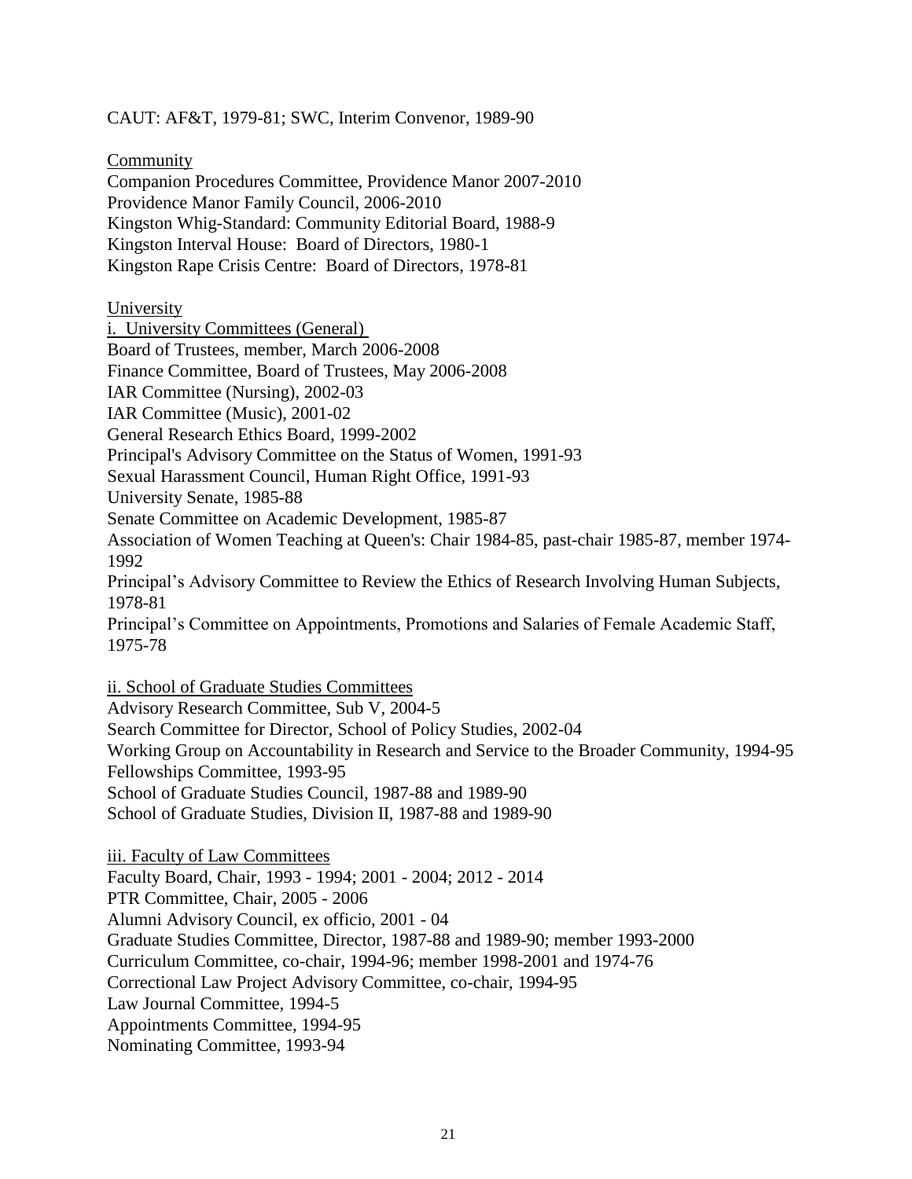CAUT: AF&T, 1979-81; SWC, Interim Convenor, 1989-90

<u>Community</u>

Companion Procedures Committee, Providence Manor 2007-2010
Providence Manor Family Council, 2006-2010
Kingston Whig-Standard: Community Editorial Board, 1988-9
Kingston Interval House: Board of Directors, 1980-1
Kingston Rape Crisis Centre: Board of Directors, 1978-81

<u>University</u>

<u>i. University Committees (General)</u>

Board of Trustees, member, March 2006-2008
Finance Committee, Board of Trustees, May 2006-2008
IAR Committee (Nursing), 2002-03
IAR Committee (Music), 2001-02
General Research Ethics Board, 1999-2002
Principal's Advisory Committee on the Status of Women, 1991-93
Sexual Harassment Council, Human Right Office, 1991-93
University Senate, 1985-88
Senate Committee on Academic Development, 1985-87
Association of Women Teaching at Queen's: Chair 1984-85, past-chair 1985-87, member 1974-1992
Principal's Advisory Committee to Review the Ethics of Research Involving Human Subjects, 1978-81
Principal's Committee on Appointments, Promotions and Salaries of Female Academic Staff, 1975-78

<u>ii. School of Graduate Studies Committees</u>

Advisory Research Committee, Sub V, 2004-5
Search Committee for Director, School of Policy Studies, 2002-04
Working Group on Accountability in Research and Service to the Broader Community, 1994-95
Fellowships Committee, 1993-95
School of Graduate Studies Council, 1987-88 and 1989-90
School of Graduate Studies, Division II, 1987-88 and 1989-90

<u>iii. Faculty of Law Committees</u>

Faculty Board, Chair, 1993 - 1994; 2001 - 2004; 2012 - 2014
PTR Committee, Chair, 2005 - 2006
Alumni Advisory Council, ex officio, 2001 - 04
Graduate Studies Committee, Director, 1987-88 and 1989-90; member 1993-2000
Curriculum Committee, co-chair, 1994-96; member 1998-2001 and 1974-76
Correctional Law Project Advisory Committee, co-chair, 1994-95
Law Journal Committee, 1994-5
Appointments Committee, 1994-95
Nominating Committee, 1993-94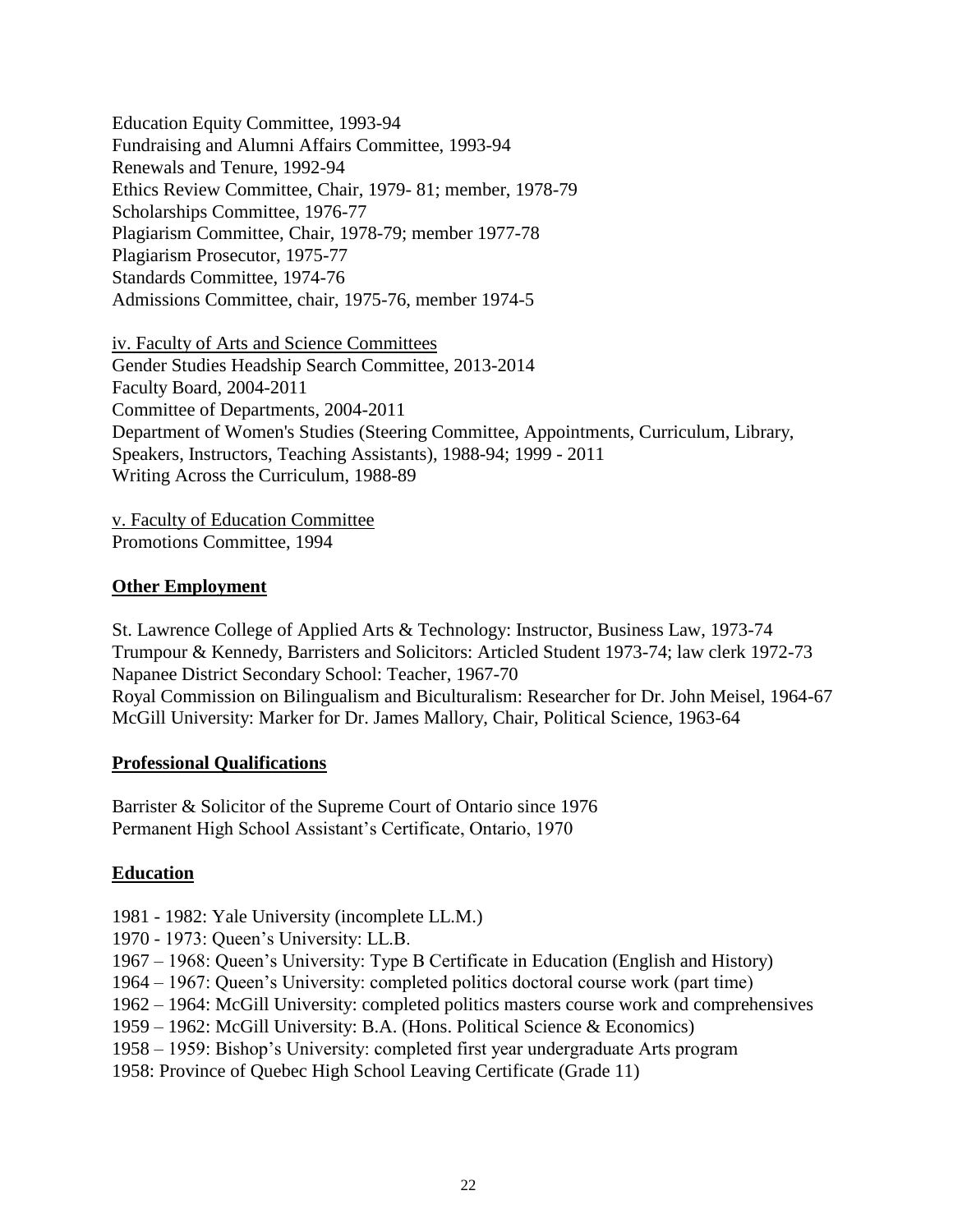Education Equity Committee, 1993-94
Fundraising and Alumni Affairs Committee, 1993-94
Renewals and Tenure, 1992-94
Ethics Review Committee, Chair, 1979- 81; member, 1978-79
Scholarships Committee, 1976-77
Plagiarism Committee, Chair, 1978-79; member 1977-78
Plagiarism Prosecutor, 1975-77
Standards Committee, 1974-76
Admissions Committee, chair, 1975-76, member 1974-5

<u>iv. Faculty of Arts and Science Committees</u>
Gender Studies Headship Search Committee, 2013-2014
Faculty Board, 2004-2011
Committee of Departments, 2004-2011
Department of Women's Studies (Steering Committee, Appointments, Curriculum, Library, Speakers, Instructors, Teaching Assistants), 1988-94; 1999 - 2011
Writing Across the Curriculum, 1988-89

<u>v. Faculty of Education Committee</u>
Promotions Committee, 1994

## Other Employment

St. Lawrence College of Applied Arts & Technology: Instructor, Business Law, 1973-74
Trumpour & Kennedy, Barristers and Solicitors: Articled Student 1973-74; law clerk 1972-73
Napanee District Secondary School: Teacher, 1967-70
Royal Commission on Bilingualism and Biculturalism: Researcher for Dr. John Meisel, 1964-67
McGill University: Marker for Dr. James Mallory, Chair, Political Science, 1963-64

## Professional Qualifications

Barrister & Solicitor of the Supreme Court of Ontario since 1976
Permanent High School Assistant's Certificate, Ontario, 1970

## Education

1981 - 1982: Yale University (incomplete LL.M.)
1970 - 1973: Queen's University: LL.B.
1967 – 1968: Queen's University: Type B Certificate in Education (English and History)
1964 – 1967: Queen's University: completed politics doctoral course work (part time)
1962 – 1964: McGill University: completed politics masters course work and comprehensives
1959 – 1962: McGill University: B.A. (Hons. Political Science & Economics)
1958 – 1959: Bishop's University: completed first year undergraduate Arts program
1958: Province of Quebec High School Leaving Certificate (Grade 11)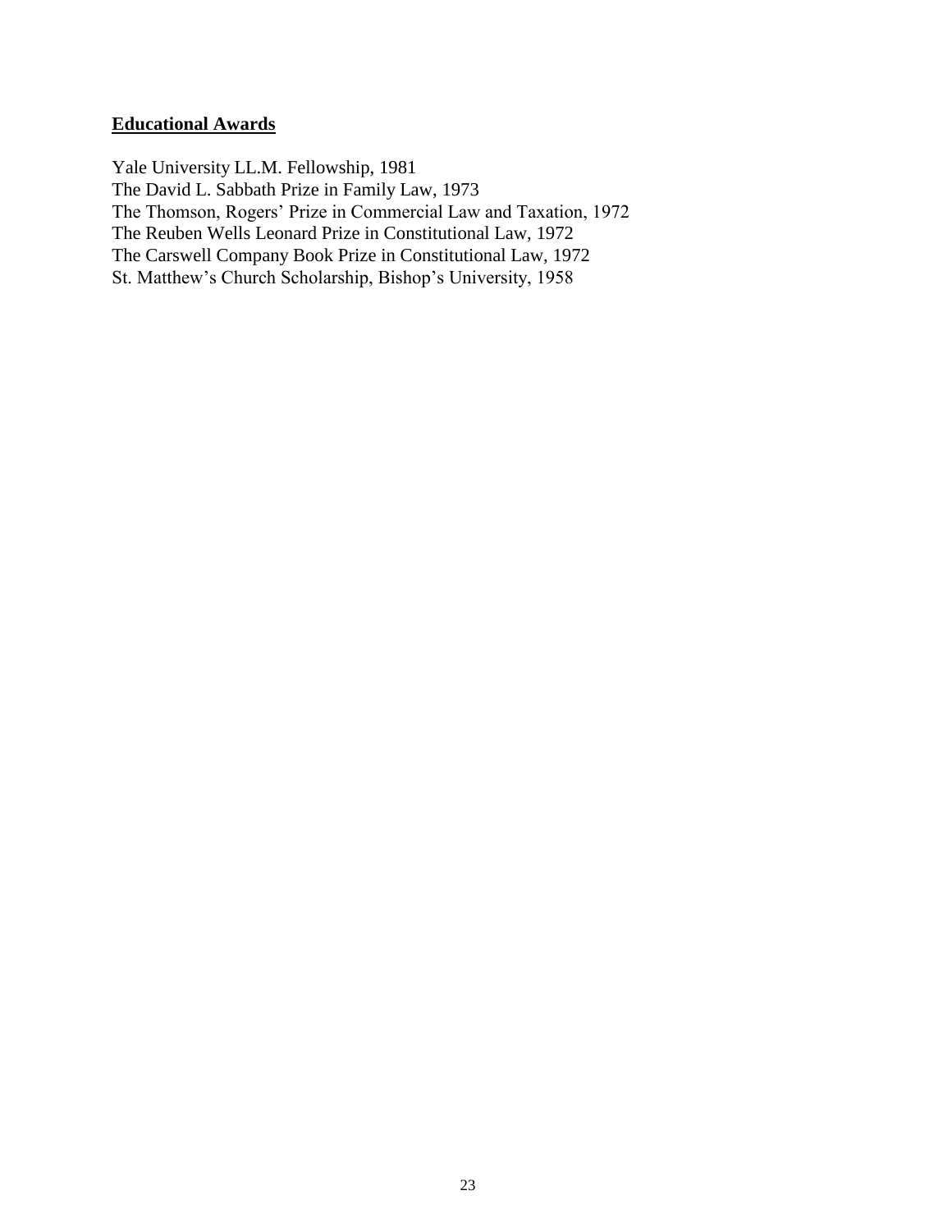## Educational Awards

Yale University LL.M. Fellowship, 1981
The David L. Sabbath Prize in Family Law, 1973
The Thomson, Rogers' Prize in Commercial Law and Taxation, 1972
The Reuben Wells Leonard Prize in Constitutional Law, 1972
The Carswell Company Book Prize in Constitutional Law, 1972
St. Matthew's Church Scholarship, Bishop's University, 1958